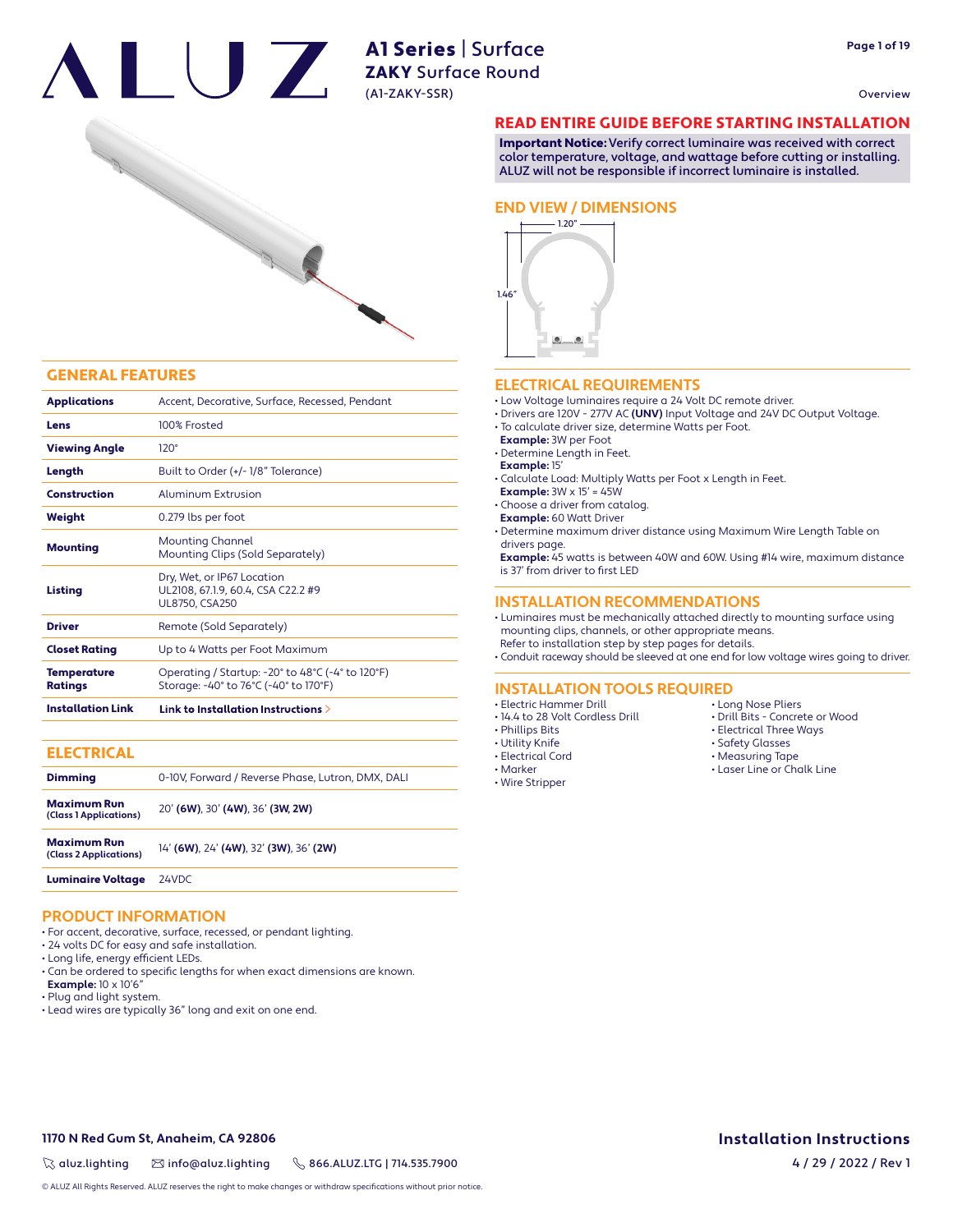# ALUZ

## A1 Series | Surface
## ZAKY Surface Round
(A1-ZAKY-SSR)

Overview

## READ ENTIRE GUIDE BEFORE STARTING INSTALLATION

**Important Notice:** Verify correct luminaire was received with correct color temperature, voltage, and wattage before cutting or installing. ALUZ will not be responsible if incorrect luminaire is installed.

## END VIEW / DIMENSIONS

1.20"

1.46"

## GENERAL FEATURES

| | |
|---|---|
| **Applications** | Accent, Decorative, Surface, Recessed, Pendant |
| **Lens** | 100% Frosted |
| **Viewing Angle** | 120° |
| **Length** | Built to Order (+/- 1/8" Tolerance) |
| **Construction** | Aluminum Extrusion |
| **Weight** | 0.279 lbs per foot |
| **Mounting** | Mounting Channel<br>Mounting Clips (Sold Separately) |
| **Listing** | Dry, Wet, or IP67 Location<br>UL2108, 67.1.9, 60.4, CSA C22.2 #9<br>UL8750, CSA250 |
| **Driver** | Remote (Sold Separately) |
| **Closet Rating** | Up to 4 Watts per Foot Maximum |
| **Temperature Ratings** | Operating / Startup: -20° to 48°C (-4° to 120°F)<br>Storage: -40° to 76°C (-40° to 170°F) |
| **Installation Link** | **Link to Installation Instructions >** |

## ELECTRICAL

| | |
|---|---|
| **Dimming** | 0-10V, Forward / Reverse Phase, Lutron, DMX, DALI |
| **Maximum Run (Class 1 Applications)** | 20' **(6W)**, 30' **(4W)**, 36' **(3W, 2W)** |
| **Maximum Run (Class 2 Applications)** | 14' **(6W)**, 24' **(4W)**, 32' **(3W)**, 36' **(2W)** |
| **Luminaire Voltage** | 24VDC |

## PRODUCT INFORMATION

- For accent, decorative, surface, recessed, or pendant lighting.
- 24 volts DC for easy and safe installation.
- Long life, energy efficient LEDs.
- Can be ordered to specific lengths for when exact dimensions are known.
  **Example:** 10 x 10'6"
- Plug and light system.
- Lead wires are typically 36" long and exit on one end.

## ELECTRICAL REQUIREMENTS

- Low Voltage luminaires require a 24 Volt DC remote driver.
- Drivers are 120V - 277V AC **(UNV)** Input Voltage and 24V DC Output Voltage.
- To calculate driver size, determine Watts per Foot.
  **Example:** 3W per Foot
- Determine Length in Feet.
  **Example:** 15'
- Calculate Load: Multiply Watts per Foot x Length in Feet.
  **Example:** 3W x 15' = 45W
- Choose a driver from catalog.
  **Example:** 60 Watt Driver
- Determine maximum driver distance using Maximum Wire Length Table on drivers page.
  **Example:** 45 watts is between 40W and 60W. Using #14 wire, maximum distance is 37' from driver to first LED

## INSTALLATION RECOMMENDATIONS

- Luminaires must be mechanically attached directly to mounting surface using mounting clips, channels, or other appropriate means.
  Refer to installation step by step pages for details.
- Conduit raceway should be sleeved at one end for low voltage wires going to driver.

## INSTALLATION TOOLS REQUIRED

- Electric Hammer Drill
- 14.4 to 28 Volt Cordless Drill
- Phillips Bits
- Utility Knife
- Electrical Cord
- Marker
- Wire Stripper
- Long Nose Pliers
- Drill Bits - Concrete or Wood
- Electrical Three Ways
- Safety Glasses
- Measuring Tape
- Laser Line or Chalk Line

**1170 N Red Gum St, Anaheim, CA 92806**

aluz.lighting | info@aluz.lighting | 866.ALUZ.LTG | 714.535.7900

**Installation Instructions**

4 / 29 / 2022 / Rev 1

© ALUZ All Rights Reserved. ALUZ reserves the right to make changes or withdraw specifications without prior notice.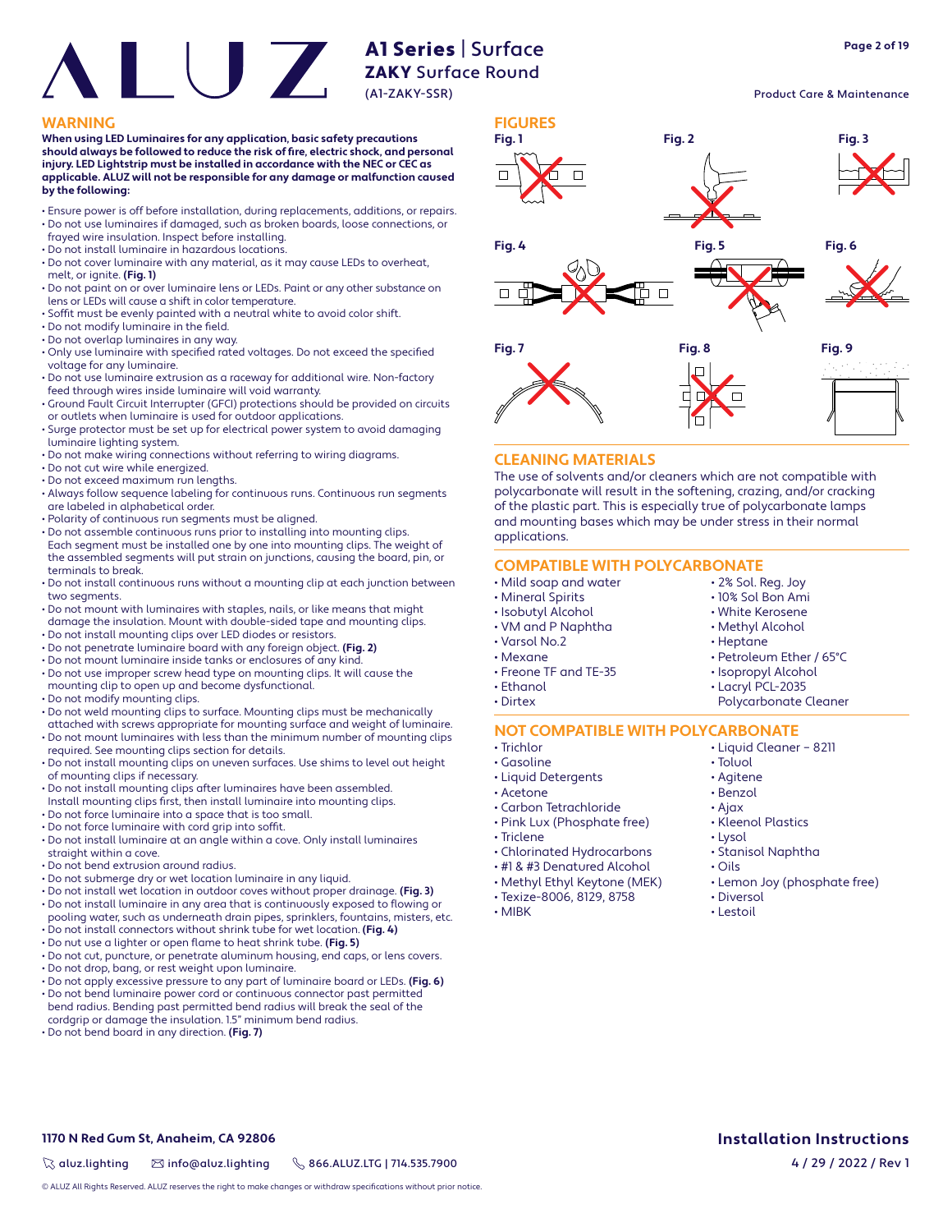# ALUZ

## A1 Series | Surface
## ZAKY Surface Round
(A1-ZAKY-SSR)

Product Care & Maintenance

## WARNING

**When using LED Luminaires for any application, basic safety precautions should always be followed to reduce the risk of fire, electric shock, and personal injury. LED Lightstrip must be installed in accordance with the NEC or CEC as applicable. ALUZ will not be responsible for any damage or malfunction caused by the following:**

- Ensure power is off before installation, during replacements, additions, or repairs.
- Do not use luminaires if damaged, such as broken boards, loose connections, or frayed wire insulation. Inspect before installing.
- Do not install luminaire in hazardous locations.
- Do not cover luminaire with any material, as it may cause LEDs to overheat, melt, or ignite. **(Fig. 1)**
- Do not paint on or over luminaire lens or LEDs. Paint or any other substance on lens or LEDs will cause a shift in color temperature.
- Soffit must be evenly painted with a neutral white to avoid color shift.
- Do not modify luminaire in the field.
- Do not overlap luminaires in any way.
- Only use luminaire with specified rated voltages. Do not exceed the specified voltage for any luminaire.
- Do not use luminaire extrusion as a raceway for additional wire. Non-factory feed through wires inside luminaire will void warranty.
- Ground Fault Circuit Interrupter (GFCI) protections should be provided on circuits or outlets when luminaire is used for outdoor applications.
- Surge protector must be set up for electrical power system to avoid damaging luminaire lighting system.
- Do not make wiring connections without referring to wiring diagrams.
- Do not cut wire while energized.
- Do not exceed maximum run lengths.
- Always follow sequence labeling for continuous runs. Continuous run segments are labeled in alphabetical order.
- Polarity of continuous run segments must be aligned.
- Do not assemble continuous runs prior to installing into mounting clips. Each segment must be installed one by one into mounting clips. The weight of the assembled segments will put strain on junctions, causing the board, pin, or terminals to break.
- Do not install continuous runs without a mounting clip at each junction between two segments.
- Do not mount with luminaires with staples, nails, or like means that might damage the insulation. Mount with double-sided tape and mounting clips.
- Do not install mounting clips over LED diodes or resistors.
- Do not penetrate luminaire board with any foreign object. **(Fig. 2)**
- Do not mount luminaire inside tanks or enclosures of any kind.
- Do not use improper screw head type on mounting clips. It will cause the mounting clip to open up and become dysfunctional.
- Do not modify mounting clips.
- Do not weld mounting clips to surface. Mounting clips must be mechanically attached with screws appropriate for mounting surface and weight of luminaire.
- Do not mount luminaires with less than the minimum number of mounting clips required. See mounting clips section for details.
- Do not install mounting clips on uneven surfaces. Use shims to level out height of mounting clips if necessary.
- Do not install mounting clips after luminaires have been assembled. Install mounting clips first, then install luminaire into mounting clips.
- Do not force luminaire into a space that is too small.
- Do not force luminaire with cord grip into soffit.
- Do not install luminaire at an angle within a cove. Only install luminaires straight within a cove.
- Do not bend extrusion around radius.
- Do not submerge dry or wet location luminaire in any liquid.
- Do not install wet location in outdoor coves without proper drainage. **(Fig. 3)**
- Do not install luminaire in any area that is continuously exposed to flowing or pooling water, such as underneath drain pipes, sprinklers, fountains, misters, etc.
- Do not install connectors without shrink tube for wet location. **(Fig. 4)**
- Do nut use a lighter or open flame to heat shrink tube. **(Fig. 5)**
- Do not cut, puncture, or penetrate aluminum housing, end caps, or lens covers.
- Do not drop, bang, or rest weight upon luminaire.
- Do not apply excessive pressure to any part of luminaire board or LEDs. **(Fig. 6)**
- Do not bend luminaire power cord or continuous connector past permitted bend radius. Bending past permitted bend radius will break the seal of the cordgrip or damage the insulation. 1.5" minimum bend radius.
- Do not bend board in any direction. **(Fig. 7)**

## FIGURES

Fig. 1 Fig. 2 Fig. 3 Fig. 4 Fig. 5 Fig. 6 Fig. 7 Fig. 8 Fig. 9

## CLEANING MATERIALS

The use of solvents and/or cleaners which are not compatible with polycarbonate will result in the softening, crazing, and/or cracking of the plastic part. This is especially true of polycarbonate lamps and mounting bases which may be under stress in their normal applications.

## COMPATIBLE WITH POLYCARBONATE

- Mild soap and water
- Mineral Spirits
- Isobutyl Alcohol
- VM and P Naphtha
- Varsol No.2
- Mexane
- Freone TF and TE-35
- Ethanol
- Dirtex
- 2% Sol. Reg. Joy
- 10% Sol Bon Ami
- White Kerosene
- Methyl Alcohol
- Heptane
- Petroleum Ether / 65°C
- Isopropyl Alcohol
- Lacryl PCL-2035 Polycarbonate Cleaner

## NOT COMPATIBLE WITH POLYCARBONATE

- Trichlor
- Gasoline
- Liquid Detergents
- Acetone
- Carbon Tetrachloride
- Pink Lux (Phosphate free)
- Triclene
- Chlorinated Hydrocarbons
- #1 & #3 Denatured Alcohol
- Methyl Ethyl Keytone (MEK)
- Texize-8006, 8129, 8758
- MIBK
- Liquid Cleaner – 8211
- Toluol
- Agitene
- Benzol
- Ajax
- Kleenol Plastics
- Lysol
- Stanisol Naphtha
- Oils
- Lemon Joy (phosphate free)
- Diversol
- Lestoil

**1170 N Red Gum St, Anaheim, CA 92806**

aluz.lighting | info@aluz.lighting | 866.ALUZ.LTG | 714.535.7900

© ALUZ All Rights Reserved. ALUZ reserves the right to make changes or withdraw specifications without prior notice.

**Installation Instructions**

4 / 29 / 2022 / Rev 1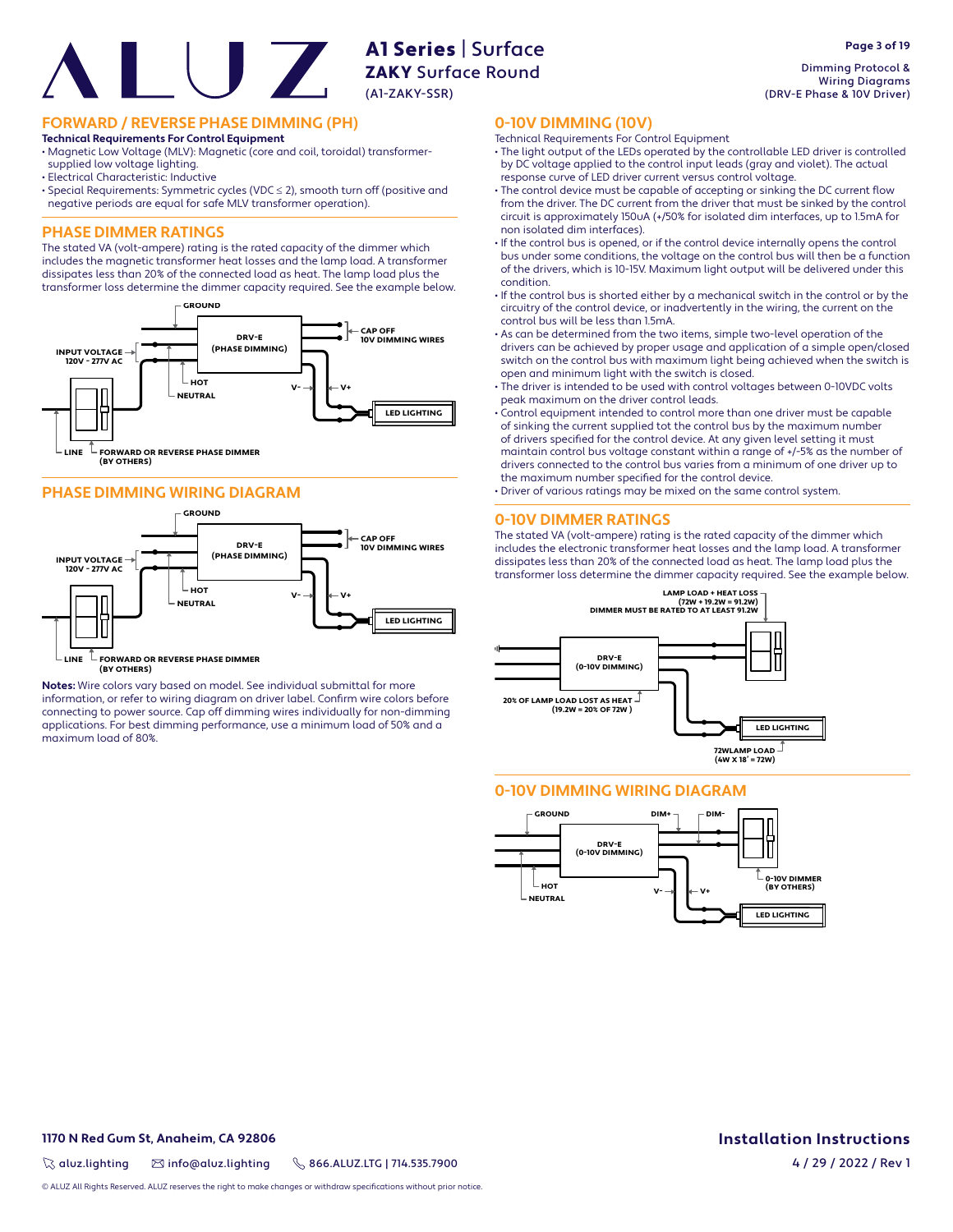## FORWARD / REVERSE PHASE DIMMING (PH)

**Technical Requirements For Control Equipment**

- Magnetic Low Voltage (MLV): Magnetic (core and coil, toroidal) transformer-supplied low voltage lighting.
- Electrical Characteristic: Inductive
- Special Requirements: Symmetric cycles (VDC ≤ 2), smooth turn off (positive and negative periods are equal for safe MLV transformer operation).

## PHASE DIMMER RATINGS

The stated VA (volt-ampere) rating is the rated capacity of the dimmer which includes the magnetic transformer heat losses and the lamp load. A transformer dissipates less than 20% of the connected load as heat. The lamp load plus the transformer loss determine the dimmer capacity required. See the example below.

GROUND
INPUT VOLTAGE 120V - 277V AC
DRV-E (PHASE DIMMING)
CAP OFF 10V DIMMING WIRES
HOT
NEUTRAL
V-
V+
LED LIGHTING
LINE
FORWARD OR REVERSE PHASE DIMMER (BY OTHERS)

## PHASE DIMMING WIRING DIAGRAM

GROUND
INPUT VOLTAGE 120V - 277V AC
DRV-E (PHASE DIMMING)
CAP OFF 10V DIMMING WIRES
HOT
NEUTRAL
V-
V+
LED LIGHTING
LINE
FORWARD OR REVERSE PHASE DIMMER (BY OTHERS)

**Notes:** Wire colors vary based on model. See individual submittal for more information, or refer to wiring diagram on driver label. Confirm wire colors before connecting to power source. Cap off dimming wires individually for non-dimming applications. For best dimming performance, use a minimum load of 50% and a maximum load of 80%.

## 0-10V DIMMING (10V)

Technical Requirements For Control Equipment

- The light output of the LEDs operated by the controllable LED driver is controlled by DC voltage applied to the control input leads (gray and violet). The actual response curve of LED driver current versus control voltage.
- The control device must be capable of accepting or sinking the DC current flow from the driver. The DC current from the driver that must be sinked by the control circuit is approximately 150uA (+/50% for isolated dim interfaces, up to 1.5mA for non isolated dim interfaces).
- If the control bus is opened, or if the control device internally opens the control bus under some conditions, the voltage on the control bus will then be a function of the drivers, which is 10-15V. Maximum light output will be delivered under this condition.
- If the control bus is shorted either by a mechanical switch in the control or by the circuitry of the control device, or inadvertently in the wiring, the current on the control bus will be less than 1.5mA.
- As can be determined from the two items, simple two-level operation of the drivers can be achieved by proper usage and application of a simple open/closed switch on the control bus with maximum light being achieved when the switch is open and minimum light with the switch is closed.
- The driver is intended to be used with control voltages between 0-10VDC volts peak maximum on the driver control leads.
- Control equipment intended to control more than one driver must be capable of sinking the current supplied tot the control bus by the maximum number of drivers specified for the control device. At any given level setting it must maintain control bus voltage constant within a range of +/-5% as the number of drivers connected to the control bus varies from a minimum of one driver up to the maximum number specified for the control device.
- Driver of various ratings may be mixed on the same control system.

## 0-10V DIMMER RATINGS

The stated VA (volt-ampere) rating is the rated capacity of the dimmer which includes the electronic transformer heat losses and the lamp load. A transformer dissipates less than 20% of the connected load as heat. The lamp load plus the transformer loss determine the dimmer capacity required. See the example below.

LAMP LOAD + HEAT LOSS (72W + 19.2W = 91.2W) DIMMER MUST BE RATED TO AT LEAST 91.2W
DRV-E (0-10V DIMMING)
20% OF LAMP LOAD LOST AS HEAT (19.2W = 20% OF 72W )
LED LIGHTING
72WLAMP LOAD (4W X 18' = 72W)

## 0-10V DIMMING WIRING DIAGRAM

GROUND
DIM+
DIM-
DRV-E (0-10V DIMMING)
HOT
NEUTRAL
V-
V+
0-10V DIMMER (BY OTHERS)
LED LIGHTING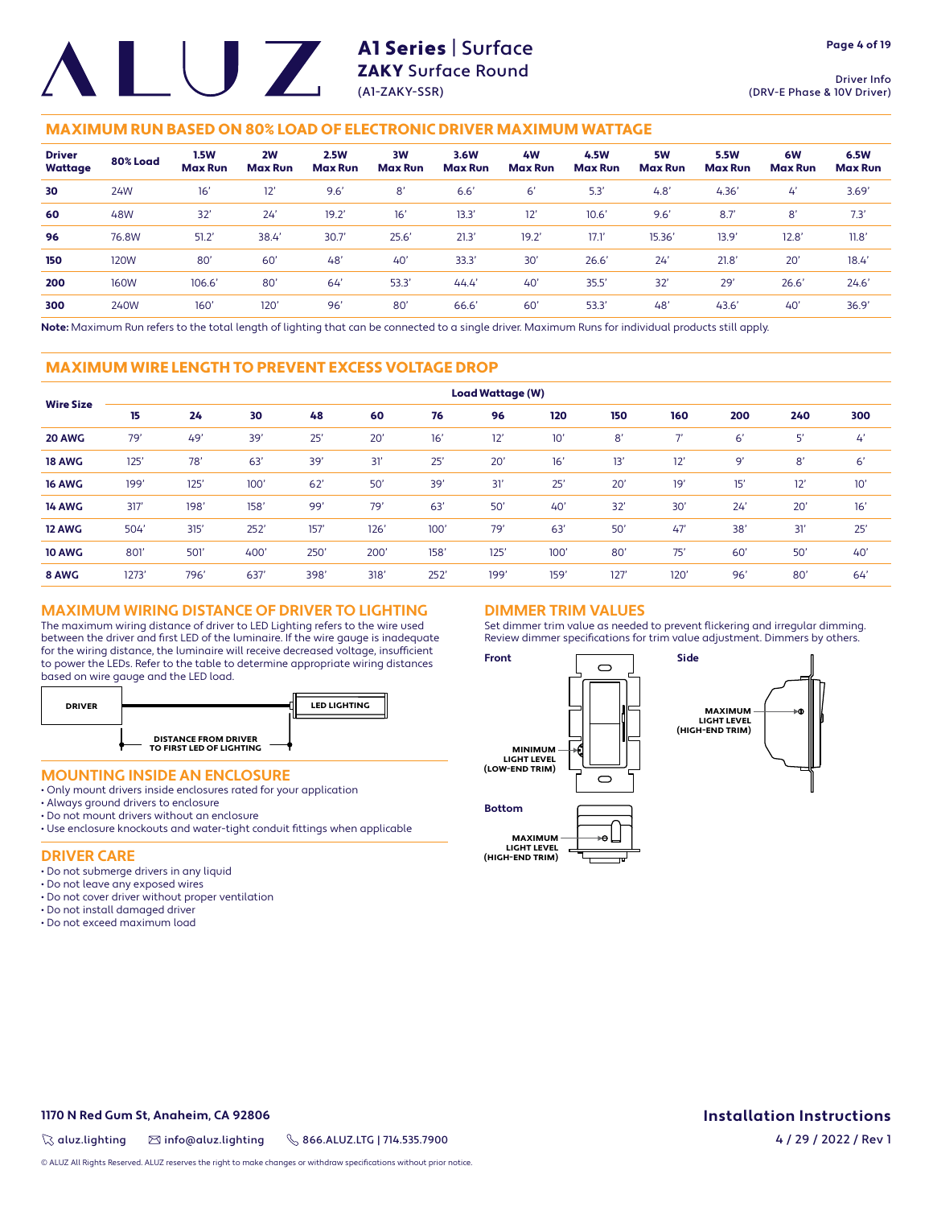# A1 Series | Surface

## ZAKY Surface Round

(A1-ZAKY-SSR)

Driver Info
(DRV-E Phase & 10V Driver)

## MAXIMUM RUN BASED ON 80% LOAD OF ELECTRONIC DRIVER MAXIMUM WATTAGE

| Driver Wattage | 80% Load | 1.5W Max Run | 2W Max Run | 2.5W Max Run | 3W Max Run | 3.6W Max Run | 4W Max Run | 4.5W Max Run | 5W Max Run | 5.5W Max Run | 6W Max Run | 6.5W Max Run |
|---|---|---|---|---|---|---|---|---|---|---|---|---|
| **30** | 24W | 16' | 12' | 9.6' | 8' | 6.6' | 6' | 5.3' | 4.8' | 4.36' | 4' | 3.69' |
| **60** | 48W | 32' | 24' | 19.2' | 16' | 13.3' | 12' | 10.6' | 9.6' | 8.7' | 8' | 7.3' |
| **96** | 76.8W | 51.2' | 38.4' | 30.7' | 25.6' | 21.3' | 19.2' | 17.1' | 15.36' | 13.9' | 12.8' | 11.8' |
| **150** | 120W | 80' | 60' | 48' | 40' | 33.3' | 30' | 26.6' | 24' | 21.8' | 20' | 18.4' |
| **200** | 160W | 106.6' | 80' | 64' | 53.3' | 44.4' | 40' | 35.5' | 32' | 29' | 26.6' | 24.6' |
| **300** | 240W | 160' | 120' | 96' | 80' | 66.6' | 60' | 53.3' | 48' | 43.6' | 40' | 36.9' |

**Note:** Maximum Run refers to the total length of lighting that can be connected to a single driver. Maximum Runs for individual products still apply.

## MAXIMUM WIRE LENGTH TO PREVENT EXCESS VOLTAGE DROP

| Wire Size | Load Wattage (W) | | | | | | | | | | | | |
|---|---|---|---|---|---|---|---|---|---|---|---|---|---|
| | **15** | **24** | **30** | **48** | **60** | **76** | **96** | **120** | **150** | **160** | **200** | **240** | **300** |
| **20 AWG** | 79' | 49' | 39' | 25' | 20' | 16' | 12' | 10' | 8' | 7' | 6' | 5' | 4' |
| **18 AWG** | 125' | 78' | 63' | 39' | 31' | 25' | 20' | 16' | 13' | 12' | 9' | 8' | 6' |
| **16 AWG** | 199' | 125' | 100' | 62' | 50' | 39' | 31' | 25' | 20' | 19' | 15' | 12' | 10' |
| **14 AWG** | 317' | 198' | 158' | 99' | 79' | 63' | 50' | 40' | 32' | 30' | 24' | 20' | 16' |
| **12 AWG** | 504' | 315' | 252' | 157' | 126' | 100' | 79' | 63' | 50' | 47' | 38' | 31' | 25' |
| **10 AWG** | 801' | 501' | 400' | 250' | 200' | 158' | 125' | 100' | 80' | 75' | 60' | 50' | 40' |
| **8 AWG** | 1273' | 796' | 637' | 398' | 318' | 252' | 199' | 159' | 127' | 120' | 96' | 80' | 64' |

## MAXIMUM WIRING DISTANCE OF DRIVER TO LIGHTING

The maximum wiring distance of driver to LED Lighting refers to the wire used between the driver and first LED of the luminaire. If the wire gauge is inadequate for the wiring distance, the luminaire will receive decreased voltage, insufficient to power the LEDs. Refer to the table to determine appropriate wiring distances based on wire gauge and the LED load.

DRIVER — LED LIGHTING

DISTANCE FROM DRIVER TO FIRST LED OF LIGHTING

## MOUNTING INSIDE AN ENCLOSURE

- Only mount drivers inside enclosures rated for your application
- Always ground drivers to enclosure
- Do not mount drivers without an enclosure
- Use enclosure knockouts and water-tight conduit fittings when applicable

## DRIVER CARE

- Do not submerge drivers in any liquid
- Do not leave any exposed wires
- Do not cover driver without proper ventilation
- Do not install damaged driver
- Do not exceed maximum load

## DIMMER TRIM VALUES

Set dimmer trim value as needed to prevent flickering and irregular dimming. Review dimmer specifications for trim value adjustment. Dimmers by others.

**Front**

MINIMUM LIGHT LEVEL (LOW-END TRIM)

**Side**

MAXIMUM LIGHT LEVEL (HIGH-END TRIM)

**Bottom**

MAXIMUM LIGHT LEVEL (HIGH-END TRIM)

**1170 N Red Gum St, Anaheim, CA 92806**

aluz.lighting | info@aluz.lighting | 866.ALUZ.LTG | 714.535.7900

**Installation Instructions**

4 / 29 / 2022 / Rev 1

© ALUZ All Rights Reserved. ALUZ reserves the right to make changes or withdraw specifications without prior notice.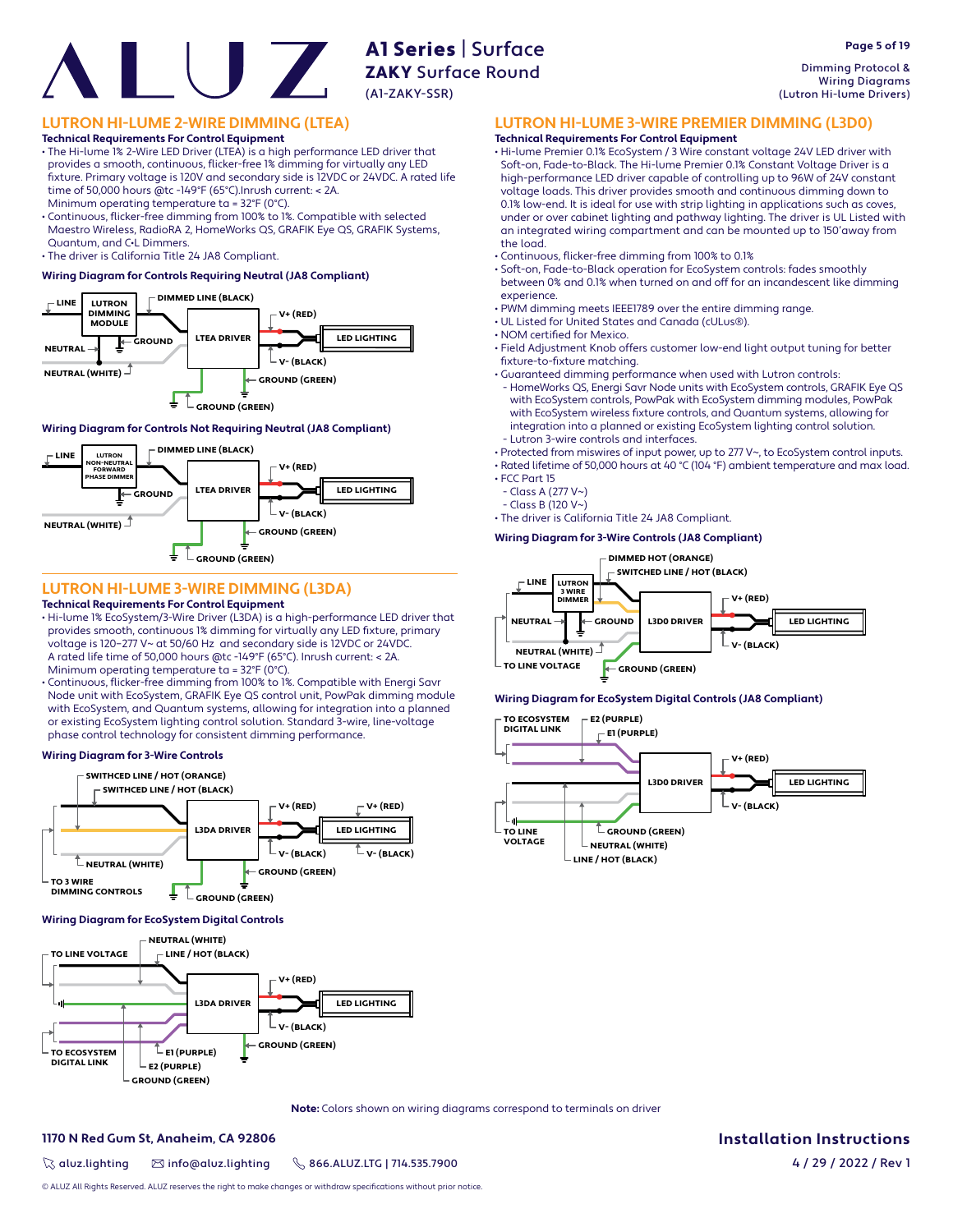# A1 Series | Surface
## ZAKY Surface Round
(A1-ZAKY-SSR)

Dimming Protocol & Wiring Diagrams (Lutron Hi-lume Drivers)

## LUTRON HI-LUME 2-WIRE DIMMING (LTEA)

**Technical Requirements For Control Equipment**

- The Hi-lume 1% 2-Wire LED Driver (LTEA) is a high performance LED driver that provides a smooth, continuous, flicker-free 1% dimming for virtually any LED fixture. Primary voltage is 120V and secondary side is 12VDC or 24VDC. A rated life time of 50,000 hours @tc -149°F (65°C).Inrush current: < 2A. Minimum operating temperature ta = 32°F (0°C).
- Continuous, flicker-free dimming from 100% to 1%. Compatible with selected Maestro Wireless, RadioRA 2, HomeWorks QS, GRAFIK Eye QS, GRAFIK Systems, Quantum, and C•L Dimmers.
- The driver is California Title 24 JA8 Compliant.

### Wiring Diagram for Controls Requiring Neutral (JA8 Compliant)

LINE, LUTRON DIMMING MODULE, DIMMED LINE (BLACK), GROUND, NEUTRAL, NEUTRAL (WHITE), LTEA DRIVER, V+ (RED), V- (BLACK), LED LIGHTING, GROUND (GREEN), GROUND (GREEN)

### Wiring Diagram for Controls Not Requiring Neutral (JA8 Compliant)

LINE, LUTRON NON-NEUTRAL FORWARD PHASE DIMMER, DIMMED LINE (BLACK), GROUND, NEUTRAL (WHITE), LTEA DRIVER, V+ (RED), V- (BLACK), LED LIGHTING, GROUND (GREEN), GROUND (GREEN)

## LUTRON HI-LUME 3-WIRE DIMMING (L3DA)

**Technical Requirements For Control Equipment**

- Hi-lume 1% EcoSystem/3-Wire Driver (L3DA) is a high-performance LED driver that provides smooth, continuous 1% dimming for virtually any LED fixture, primary voltage is 120~277 V~ at 50/60 Hz and secondary side is 12VDC or 24VDC. A rated life time of 50,000 hours @tc -149°F (65°C). Inrush current: < 2A. Minimum operating temperature ta = 32°F (0°C).
- Continuous, flicker-free dimming from 100% to 1%. Compatible with Energi Savr Node unit with EcoSystem, GRAFIK Eye QS control unit, PowPak dimming modules with EcoSystem, and Quantum systems, allowing for integration into a planned or existing EcoSystem lighting control solution. Standard 3-wire, line-voltage phase control technology for consistent dimming performance.

### Wiring Diagram for 3-Wire Controls

SWITHCED LINE / HOT (ORANGE), SWITHCED LINE / HOT (BLACK), NEUTRAL (WHITE), TO 3 WIRE DIMMING CONTROLS, L3DA DRIVER, V+ (RED), V- (BLACK), LED LIGHTING, V+ (RED), V- (BLACK), GROUND (GREEN), GROUND (GREEN)

### Wiring Diagram for EcoSystem Digital Controls

NEUTRAL (WHITE), TO LINE VOLTAGE, LINE / HOT (BLACK), L3DA DRIVER, V+ (RED), V- (BLACK), LED LIGHTING, GROUND (GREEN), TO ECOSYSTEM DIGITAL LINK, E1 (PURPLE), E2 (PURPLE), GROUND (GREEN)

## LUTRON HI-LUME 3-WIRE PREMIER DIMMING (L3D0)

**Technical Requirements For Control Equipment**

- Hi-lume Premier 0.1% EcoSystem / 3 Wire constant voltage 24V LED driver with Soft-on, Fade-to-Black. The Hi-lume Premier 0.1% Constant Voltage Driver is a high-performance LED driver capable of controlling up to 96W of 24V constant voltage loads. This driver provides smooth and continuous dimming down to 0.1% low-end. It is ideal for use with strip lighting in applications such as coves, under or over cabinet lighting and pathway lighting. The driver is UL Listed with an integrated wiring compartment and can be mounted up to 150'away from the load.
- Continuous, flicker-free dimming from 100% to 0.1%
- Soft-on, Fade-to-Black operation for EcoSystem controls: fades smoothly between 0% and 0.1% when turned on and off for an incandescent like dimming experience.
- PWM dimming meets IEEE1789 over the entire dimming range.
- UL Listed for United States and Canada (cULus®).
- NOM certified for Mexico.
- Field Adjustment Knob offers customer low-end light output tuning for better fixture-to-fixture matching.
- Guaranteed dimming performance when used with Lutron controls:
  - HomeWorks QS, Energi Savr Node units with EcoSystem controls, GRAFIK Eye QS with EcoSystem controls, PowPak with EcoSystem dimming modules, PowPak with EcoSystem wireless fixture controls, and Quantum systems, allowing for integration into a planned or existing EcoSystem lighting control solution.
  - Lutron 3-wire controls and interfaces.
- Protected from miswires of input power, up to 277 V~, to EcoSystem control inputs.
- Rated lifetime of 50,000 hours at 40 °C (104 °F) ambient temperature and max load.
- FCC Part 15
  - Class A (277 V~)
  - Class B (120 V~)
- The driver is California Title 24 JA8 Compliant.

### Wiring Diagram for 3-Wire Controls (JA8 Compliant)

DIMMED HOT (ORANGE), SWITCHED LINE / HOT (BLACK), LINE, LUTRON 3 WIRE DIMMER, NEUTRAL, GROUND, NEUTRAL (WHITE), TO LINE VOLTAGE, L3D0 DRIVER, V+ (RED), V- (BLACK), LED LIGHTING, GROUND (GREEN)

### Wiring Diagram for EcoSystem Digital Controls (JA8 Compliant)

TO ECOSYSTEM DIGITAL LINK, E2 (PURPLE), E1 (PURPLE), L3D0 DRIVER, V+ (RED), V- (BLACK), LED LIGHTING, TO LINE VOLTAGE, GROUND (GREEN), NEUTRAL (WHITE), LINE / HOT (BLACK)

**Note:** Colors shown on wiring diagrams correspond to terminals on driver

1170 N Red Gum St, Anaheim, CA 92806

aluz.lighting | info@aluz.lighting | 866.ALUZ.LTG | 714.535.7900

Installation Instructions

4 / 29 / 2022 / Rev 1

© ALUZ All Rights Reserved. ALUZ reserves the right to make changes or withdraw specifications without prior notice.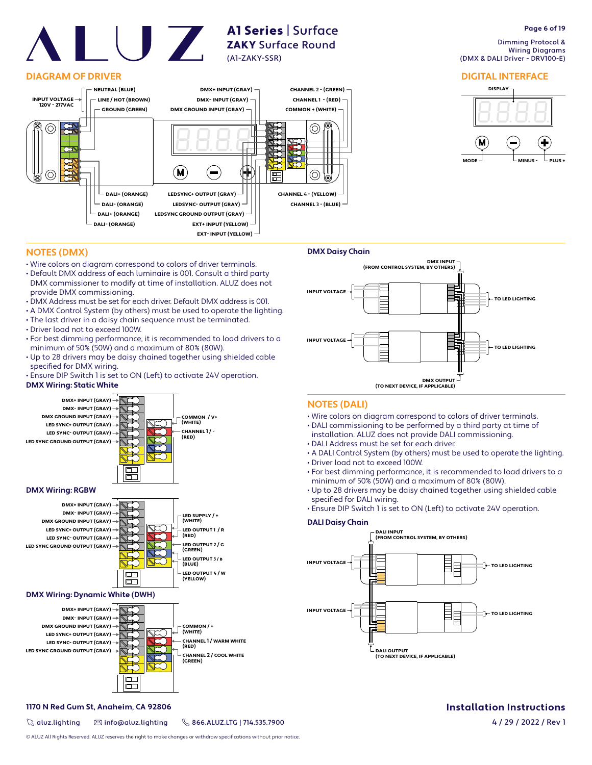# A1 Series | Surface
## ZAKY Surface Round
(A1-ZAKY-SSR)

Dimming Protocol & Wiring Diagrams
(DMX & DALI Driver - DRV100-E)

## DIAGRAM OF DRIVER

INPUT VOLTAGE 120V - 277VAC

- NEUTRAL (BLUE)
- LINE / HOT (BROWN)
- GROUND (GREEN)
- DMX+ INPUT (GRAY)
- DMX- INPUT (GRAY)
- DMX GROUND INPUT (GRAY)
- CHANNEL 2 - (GREEN)
- CHANNEL 1 - (RED)
- COMMON + (WHITE)
- DALI+ (ORANGE)
- DALI- (ORANGE)
- DALI+ (ORANGE)
- DALI- (ORANGE)
- LEDSYNC+ OUTPUT (GRAY)
- LEDSYNC- OUTPUT (GRAY)
- LEDSYNC GROUND OUTPUT (GRAY)
- EXT+ INPUT (YELLOW)
- EXT- INPUT (YELLOW)
- CHANNEL 4 - (YELLOW)
- CHANNEL 3 - (BLUE)

## DIGITAL INTERFACE

DISPLAY

MODE — MINUS - — PLUS +

## NOTES (DMX)

- Wire colors on diagram correspond to colors of driver terminals.
- Default DMX address of each luminaire is 001. Consult a third party DMX commissioner to modify at time of installation. ALUZ does not provide DMX commissioning.
- DMX Address must be set for each driver. Default DMX address is 001.
- A DMX Control System (by others) must be used to operate the lighting.
- The last driver in a daisy chain sequence must be terminated.
- Driver load not to exceed 100W.
- For best dimming performance, it is recommended to load drivers to a minimum of 50% (50W) and a maximum of 80% (80W).
- Up to 28 drivers may be daisy chained together using shielded cable specified for DMX wiring.
- Ensure DIP Switch 1 is set to ON (Left) to activate 24V operation.

### DMX Wiring: Static White

- DMX+ INPUT (GRAY)
- DMX- INPUT (GRAY)
- DMX GROUND INPUT (GRAY)
- LED SYNC+ OUTPUT (GRAY)
- LED SYNC- OUTPUT (GRAY)
- LED SYNC GROUND OUTPUT (GRAY)
- COMMON / V+ (WHITE)
- CHANNEL 1 / - (RED)

### DMX Wiring: RGBW

- DMX+ INPUT (GRAY)
- DMX- INPUT (GRAY)
- DMX GROUND INPUT (GRAY)
- LED SYNC+ OUTPUT (GRAY)
- LED SYNC- OUTPUT (GRAY)
- LED SYNC GROUND OUTPUT (GRAY)
- LED SUPPLY / + (WHITE)
- LED OUTPUT 1 / R (RED)
- LED OUTPUT 2 / G (GREEN)
- LED OUTPUT 3 / B (BLUE)
- LED OUTPUT 4 / W (YELLOW)

### DMX Wiring: Dynamic White (DWH)

- DMX+ INPUT (GRAY)
- DMX- INPUT (GRAY)
- DMX GROUND INPUT (GRAY)
- LED SYNC+ OUTPUT (GRAY)
- LED SYNC- OUTPUT (GRAY)
- LED SYNC GROUND OUTPUT (GRAY)
- COMMON / + (WHITE)
- CHANNEL 1 / WARM WHITE (RED)
- CHANNEL 2 / COOL WHITE (GREEN)

### DMX Daisy Chain

- DMX INPUT (FROM CONTROL SYSTEM, BY OTHERS)
- INPUT VOLTAGE
- TO LED LIGHTING
- INPUT VOLTAGE
- TO LED LIGHTING
- DMX OUTPUT (TO NEXT DEVICE, IF APPLICABLE)

## NOTES (DALI)

- Wire colors on diagram correspond to colors of driver terminals.
- DALI commissioning to be performed by a third party at time of installation. ALUZ does not provide DALI commissioning.
- DALI Address must be set for each driver.
- A DALI Control System (by others) must be used to operate the lighting.
- Driver load not to exceed 100W.
- For best dimming performance, it is recommended to load drivers to a minimum of 50% (50W) and a maximum of 80% (80W).
- Up to 28 drivers may be daisy chained together using shielded cable specified for DALI wiring.
- Ensure DIP Switch 1 is set to ON (Left) to activate 24V operation.

### DALI Daisy Chain

- DALI INPUT (FROM CONTROL SYSTEM, BY OTHERS)
- INPUT VOLTAGE
- TO LED LIGHTING
- INPUT VOLTAGE
- TO LED LIGHTING
- DALI OUTPUT (TO NEXT DEVICE, IF APPLICABLE)

1170 N Red Gum St, Anaheim, CA 92806

aluz.lighting | info@aluz.lighting | 866.ALUZ.LTG | 714.535.7900

© ALUZ All Rights Reserved. ALUZ reserves the right to make changes or withdraw specifications without prior notice.

Installation Instructions

4 / 29 / 2022 / Rev 1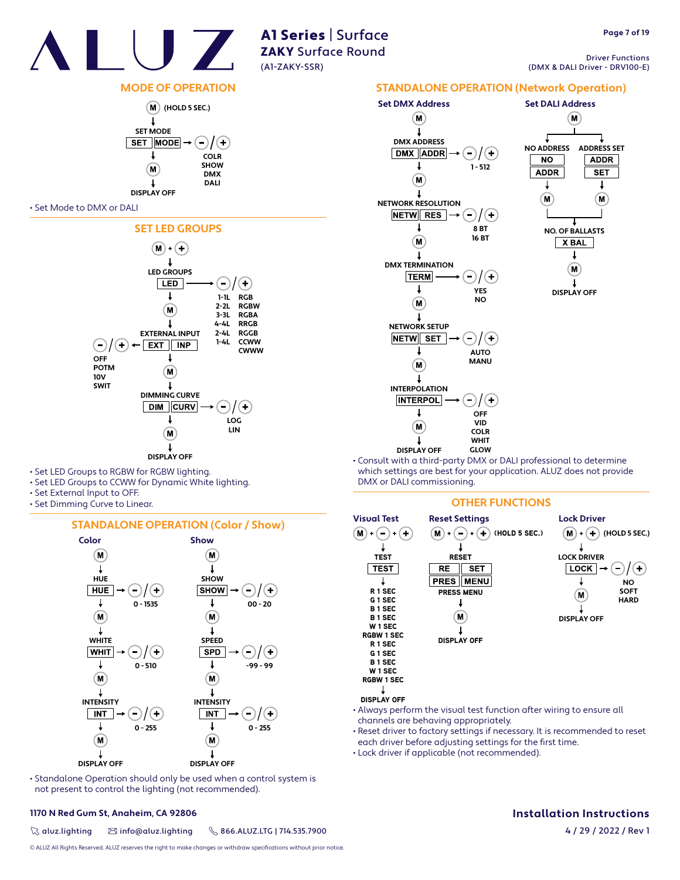# A1 Series | Surface
## ZAKY Surface Round
(A1-ZAKY-SSR)

Driver Functions
(DMX & DALI Driver - DRV100-E)

## MODE OF OPERATION

M (HOLD 5 SEC.)
↓
SET MODE
SET | MODE → −/+ : COLR, SHOW, DMX, DALI
↓
M
↓
DISPLAY OFF

- Set Mode to DMX or DALI

## SET LED GROUPS

M + +
↓
LED GROUPS
LED → −/+ : 1-1L RGB, 2-2L RGBW, 3-3L RGBA, 4-4L RRGB, 2-4L RGGB, 1-4L CCWW, CWWW
↓
M
↓
EXTERNAL INPUT
EXT | INP → −/+ : OFF, POTM, 10V, SWIT
↓
M
↓
DIMMING CURVE
DIM | CURV → −/+ : LOG, LIN
↓
M
↓
DISPLAY OFF

- Set LED Groups to RGBW for RGBW lighting.
- Set LED Groups to CCWW for Dynamic White lighting.
- Set External Input to OFF.
- Set Dimming Curve to Linear.

## STANDALONE OPERATION (Color / Show)

### Color

M
↓
HUE
HUE → −/+ : 0 - 1535
↓
M
↓
WHITE
WHIT → −/+ : 0 - 510
↓
M
↓
INTENSITY
INT → −/+ : 0 - 255
↓
M
↓
DISPLAY OFF

### Show

M
↓
SHOW
SHOW → −/+ : 00 - 20
↓
M
↓
SPEED
SPD → −/+ : -99 - 99
↓
M
↓
INTENSITY
INT → −/+ : 0 - 255
↓
M
↓
DISPLAY OFF

- Standalone Operation should only be used when a control system is not present to control the lighting (not recommended).

## STANDALONE OPERATION (Network Operation)

### Set DMX Address

M
↓
DMX ADDRESS
DMX | ADDR → −/+ : 1 - 512
↓
M
↓
NETWORK RESOLUTION
NETW | RES → −/+ : 8 BT, 16 BT
↓
M
↓
DMX TERMINATION
TERM → −/+ : YES, NO
↓
M
↓
NETWORK SETUP
NETW | SET → −/+ : AUTO, MANU
↓
M
↓
INTERPOLATION
INTERPOL → −/+ : OFF, VID, COLR, WHIT, GLOW
↓
M
↓
DISPLAY OFF

### Set DALI Address

M
↓
NO ADDRESS: NO | ADDR → M
ADDRESS SET: ADDR | SET → M
↓
NO. OF BALLASTS
X BAL
↓
M
↓
DISPLAY OFF

- Consult with a third-party DMX or DALI professional to determine which settings are best for your application. ALUZ does not provide DMX or DALI commissioning.

## OTHER FUNCTIONS

### Visual Test

M + − + +
↓
TEST
TEST
↓
R 1 SEC
G 1 SEC
B 1 SEC
B 1 SEC
W 1 SEC
RGBW 1 SEC
R 1 SEC
G 1 SEC
B 1 SEC
W 1 SEC
RGBW 1 SEC
↓
DISPLAY OFF

### Reset Settings

M + − + + (HOLD 5 SEC.)
↓
RESET
RE | SET
PRES | MENU
PRESS MENU
↓
M
↓
DISPLAY OFF

### Lock Driver

M + + (HOLD 5 SEC.)
↓
LOCK DRIVER
LOCK → −/+ : NO, SOFT, HARD
↓
M
↓
DISPLAY OFF

- Always perform the visual test function after wiring to ensure all channels are behaving appropriately.
- Reset driver to factory settings if necessary. It is recommended to reset each driver before adjusting settings for the first time.
- Lock driver if applicable (not recommended).

**1170 N Red Gum St, Anaheim, CA 92806**

aluz.lighting | info@aluz.lighting | 866.ALUZ.LTG | 714.535.7900

© ALUZ All Rights Reserved. ALUZ reserves the right to make changes or withdraw specifications without prior notice.

**Installation Instructions**

4 / 29 / 2022 / Rev 1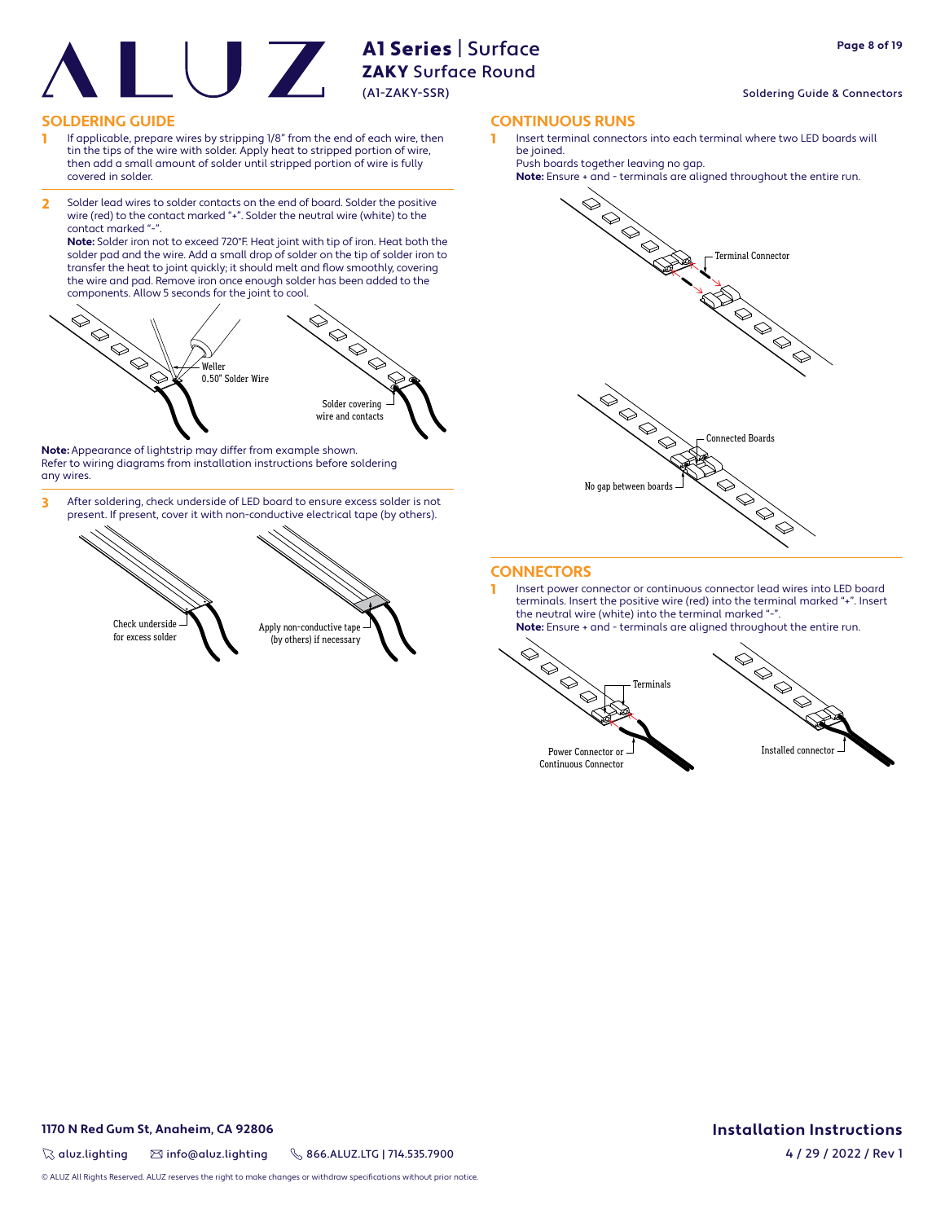## SOLDERING GUIDE

1. If applicable, prepare wires by stripping 1/8" from the end of each wire, then tin the tips of the wire with solder. Apply heat to stripped portion of wire, then add a small amount of solder until stripped portion of wire is fully covered in solder.

2. Solder lead wires to solder contacts on the end of board. Solder the positive wire (red) to the contact marked "+". Solder the neutral wire (white) to the contact marked "-".
   **Note:** Solder iron not to exceed 720°F. Heat joint with tip of iron. Heat both the solder pad and the wire. Add a small drop of solder on the tip of solder iron to transfer the heat to joint quickly; it should melt and flow smoothly, covering the wire and pad. Remove iron once enough solder has been added to the components. Allow 5 seconds for the joint to cool.

Weller 0.50" Solder Wire

Solder covering wire and contacts

**Note:** Appearance of lightstrip may differ from example shown. Refer to wiring diagrams from installation instructions before soldering any wires.

3. After soldering, check underside of LED board to ensure excess solder is not present. If present, cover it with non-conductive electrical tape (by others).

Check underside for excess solder

Apply non-conductive tape (by others) if necessary

## CONTINUOUS RUNS

1. Insert terminal connectors into each terminal where two LED boards will be joined.
   Push boards together leaving no gap.
   **Note:** Ensure + and - terminals are aligned throughout the entire run.

Terminal Connector

Connected Boards

No gap between boards

## CONNECTORS

1. Insert power connector or continuous connector lead wires into LED board terminals. Insert the positive wire (red) into the terminal marked "+". Insert the neutral wire (white) into the terminal marked "-".
   **Note:** Ensure + and - terminals are aligned throughout the entire run.

Terminals

Power Connector or Continuous Connector

Installed connector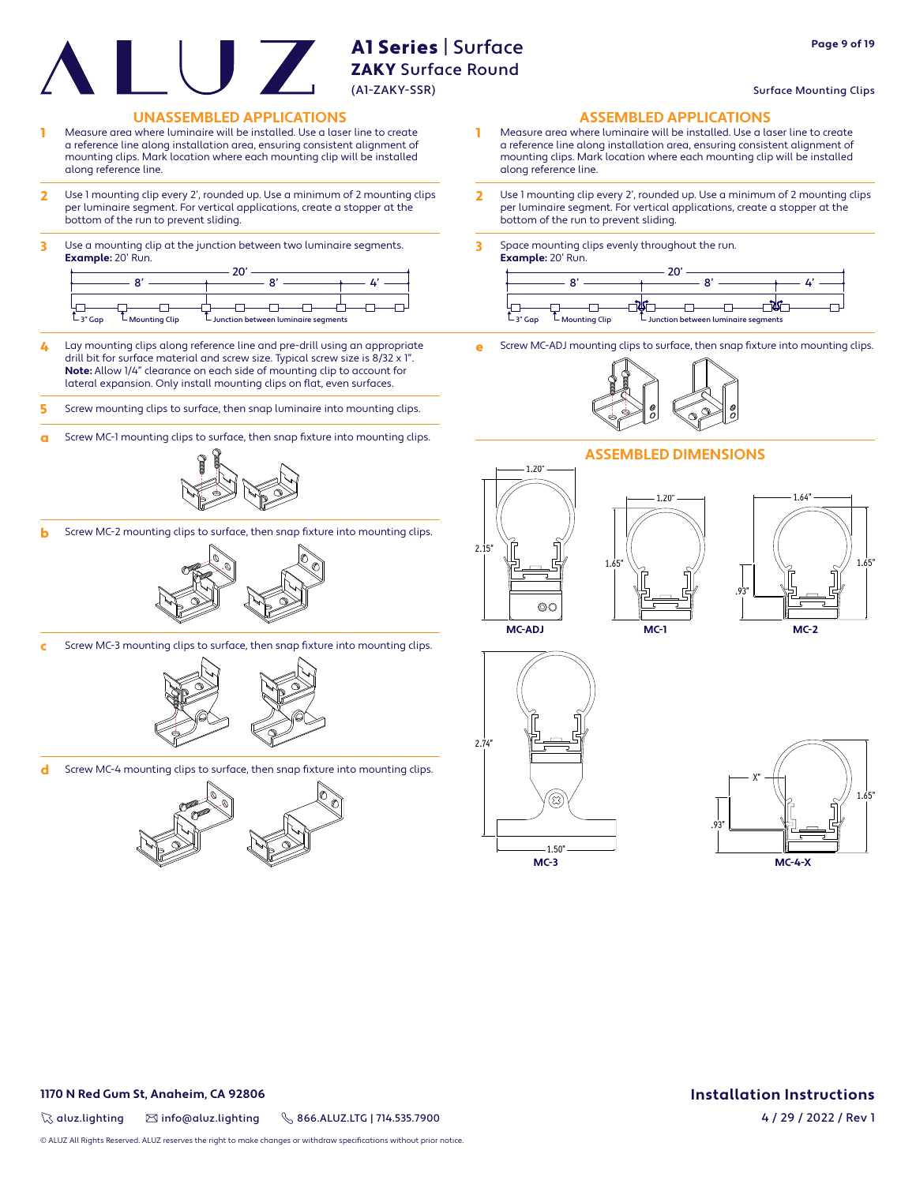# A1 Series | Surface
## ZAKY Surface Round
(A1-ZAKY-SSR)

Surface Mounting Clips

## UNASSEMBLED APPLICATIONS

1. Measure area where luminaire will be installed. Use a laser line to create a reference line along installation area, ensuring consistent alignment of mounting clips. Mark location where each mounting clip will be installed along reference line.

2. Use 1 mounting clip every 2', rounded up. Use a minimum of 2 mounting clips per luminaire segment. For vertical applications, create a stopper at the bottom of the run to prevent sliding.

3. Use a mounting clip at the junction between two luminaire segments.
**Example:** 20' Run.

20' — 8' — 8' — 4'

3" Gap — Mounting Clip — Junction between luminaire segments

4. Lay mounting clips along reference line and pre-drill using an appropriate drill bit for surface material and screw size. Typical screw size is 8/32 x 1".
**Note:** Allow 1/4" clearance on each side of mounting clip to account for lateral expansion. Only install mounting clips on flat, even surfaces.

5. Screw mounting clips to surface, then snap luminaire into mounting clips.

a. Screw MC-1 mounting clips to surface, then snap fixture into mounting clips.

b. Screw MC-2 mounting clips to surface, then snap fixture into mounting clips.

c. Screw MC-3 mounting clips to surface, then snap fixture into mounting clips.

d. Screw MC-4 mounting clips to surface, then snap fixture into mounting clips.

## ASSEMBLED APPLICATIONS

1. Measure area where luminaire will be installed. Use a laser line to create a reference line along installation area, ensuring consistent alignment of mounting clips. Mark location where each mounting clip will be installed along reference line.

2. Use 1 mounting clip every 2', rounded up. Use a minimum of 2 mounting clips per luminaire segment. For vertical applications, create a stopper at the bottom of the run to prevent sliding.

3. Space mounting clips evenly throughout the run.
**Example:** 20' Run.

20' — 8' — 8' — 4'

3" Gap — Mounting Clip — Junction between luminaire segments

e. Screw MC-ADJ mounting clips to surface, then snap fixture into mounting clips.

## ASSEMBLED DIMENSIONS

MC-ADJ: 1.20" × 2.15"

MC-1: 1.20" × 1.65"

MC-2: 1.64" × 1.65", .93"

MC-3: 1.50" × 2.74"

MC-4-X: X" × 1.65", .93"

**Installation Instructions**

4 / 29 / 2022 / Rev 1

1170 N Red Gum St, Anaheim, CA 92806

aluz.lighting | info@aluz.lighting | 866.ALUZ.LTG | 714.535.7900

© ALUZ All Rights Reserved. ALUZ reserves the right to make changes or withdraw specifications without prior notice.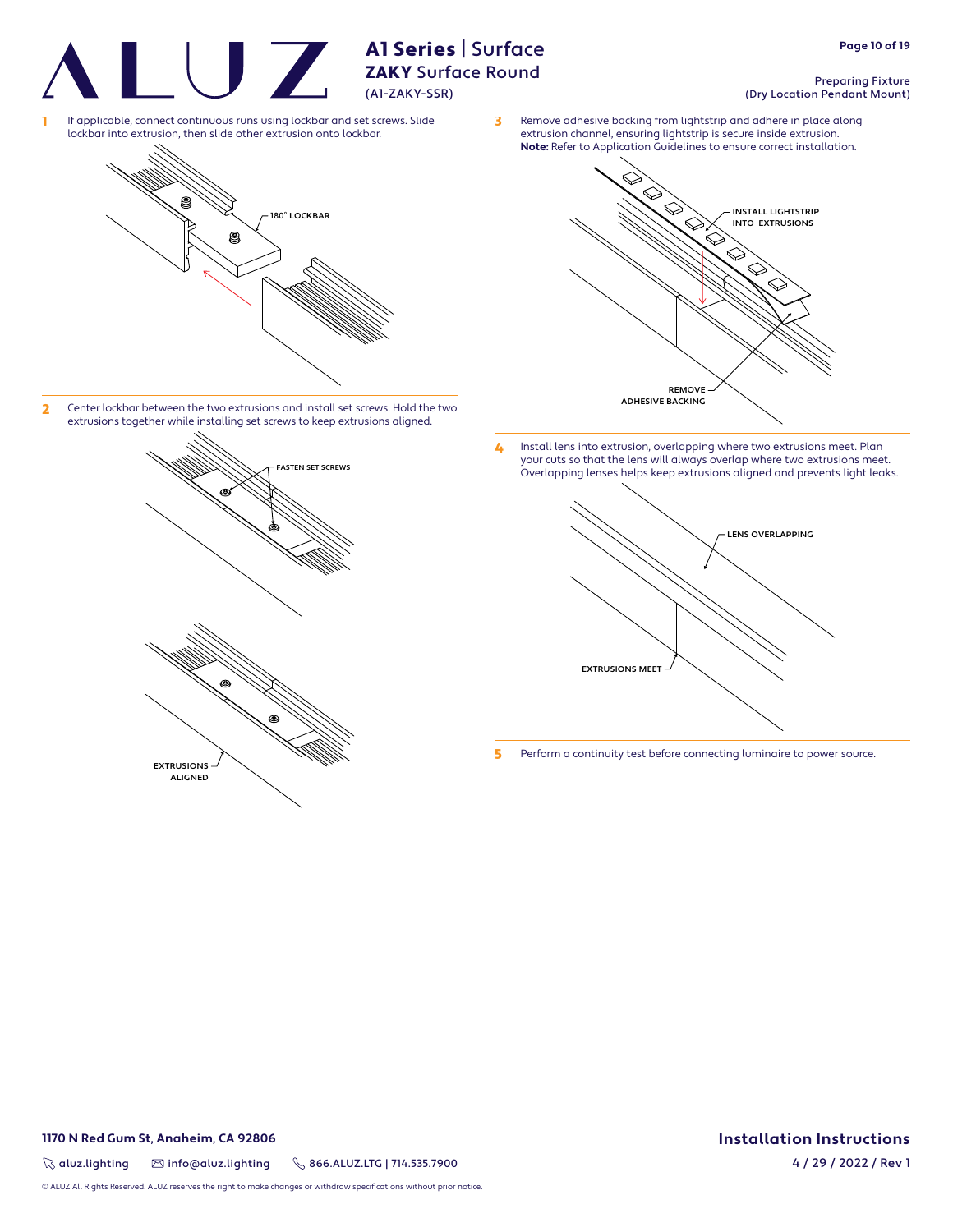# A1 Series | Surface

## ZAKY Surface Round

(A1-ZAKY-SSR)

Preparing Fixture
(Dry Location Pendant Mount)

**1** If applicable, connect continuous runs using lockbar and set screws. Slide lockbar into extrusion, then slide other extrusion onto lockbar.

180° LOCKBAR

**2** Center lockbar between the two extrusions and install set screws. Hold the two extrusions together while installing set screws to keep extrusions aligned.

FASTEN SET SCREWS

EXTRUSIONS ALIGNED

**3** Remove adhesive backing from lightstrip and adhere in place along extrusion channel, ensuring lightstrip is secure inside extrusion.
**Note:** Refer to Application Guidelines to ensure correct installation.

INSTALL LIGHTSTRIP INTO EXTRUSIONS

REMOVE ADHESIVE BACKING

**4** Install lens into extrusion, overlapping where two extrusions meet. Plan your cuts so that the lens will always overlap where two extrusions meet. Overlapping lenses helps keep extrusions aligned and prevents light leaks.

LENS OVERLAPPING

EXTRUSIONS MEET

**5** Perform a continuity test before connecting luminaire to power source.

**1170 N Red Gum St, Anaheim, CA 92806**

aluz.lighting | info@aluz.lighting | 866.ALUZ.LTG | 714.535.7900

© ALUZ All Rights Reserved. ALUZ reserves the right to make changes or withdraw specifications without prior notice.

**Installation Instructions**

4 / 29 / 2022 / Rev 1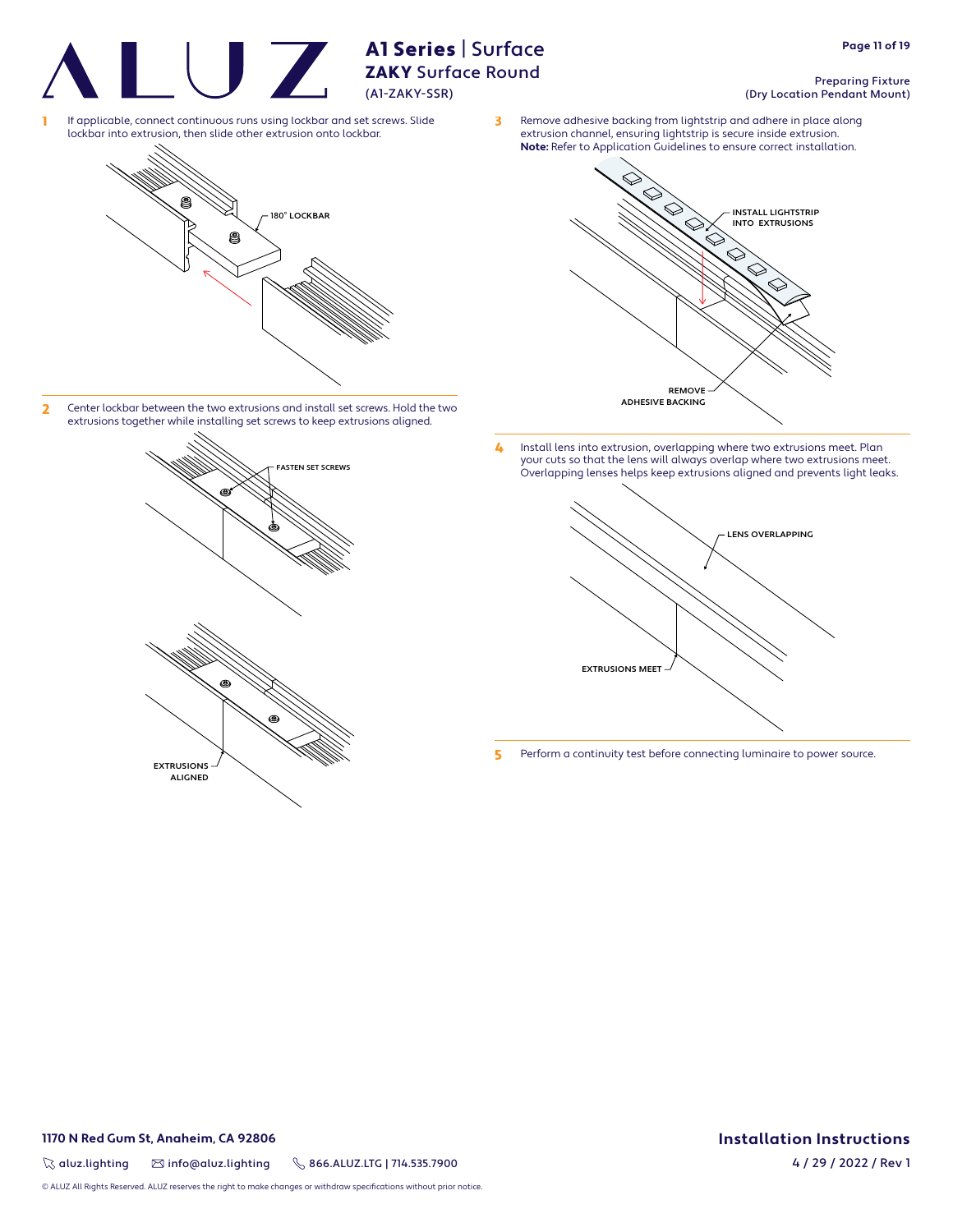# A1 Series | Surface

## ZAKY Surface Round

(A1-ZAKY-SSR)

Preparing Fixture
(Dry Location Pendant Mount)

1. If applicable, connect continuous runs using lockbar and set screws. Slide lockbar into extrusion, then slide other extrusion onto lockbar.

   180° LOCKBAR

2. Center lockbar between the two extrusions and install set screws. Hold the two extrusions together while installing set screws to keep extrusions aligned.

   FASTEN SET SCREWS

   EXTRUSIONS ALIGNED

3. Remove adhesive backing from lightstrip and adhere in place along extrusion channel, ensuring lightstrip is secure inside extrusion.
   **Note:** Refer to Application Guidelines to ensure correct installation.

   INSTALL LIGHTSTRIP INTO EXTRUSIONS

   REMOVE ADHESIVE BACKING

4. Install lens into extrusion, overlapping where two extrusions meet. Plan your cuts so that the lens will always overlap where two extrusions meet. Overlapping lenses helps keep extrusions aligned and prevents light leaks.

   LENS OVERLAPPING

   EXTRUSIONS MEET

5. Perform a continuity test before connecting luminaire to power source.

**1170 N Red Gum St, Anaheim, CA 92806**

aluz.lighting | info@aluz.lighting | 866.ALUZ.LTG | 714.535.7900

© ALUZ All Rights Reserved. ALUZ reserves the right to make changes or withdraw specifications without prior notice.

**Installation Instructions**

4 / 29 / 2022 / Rev 1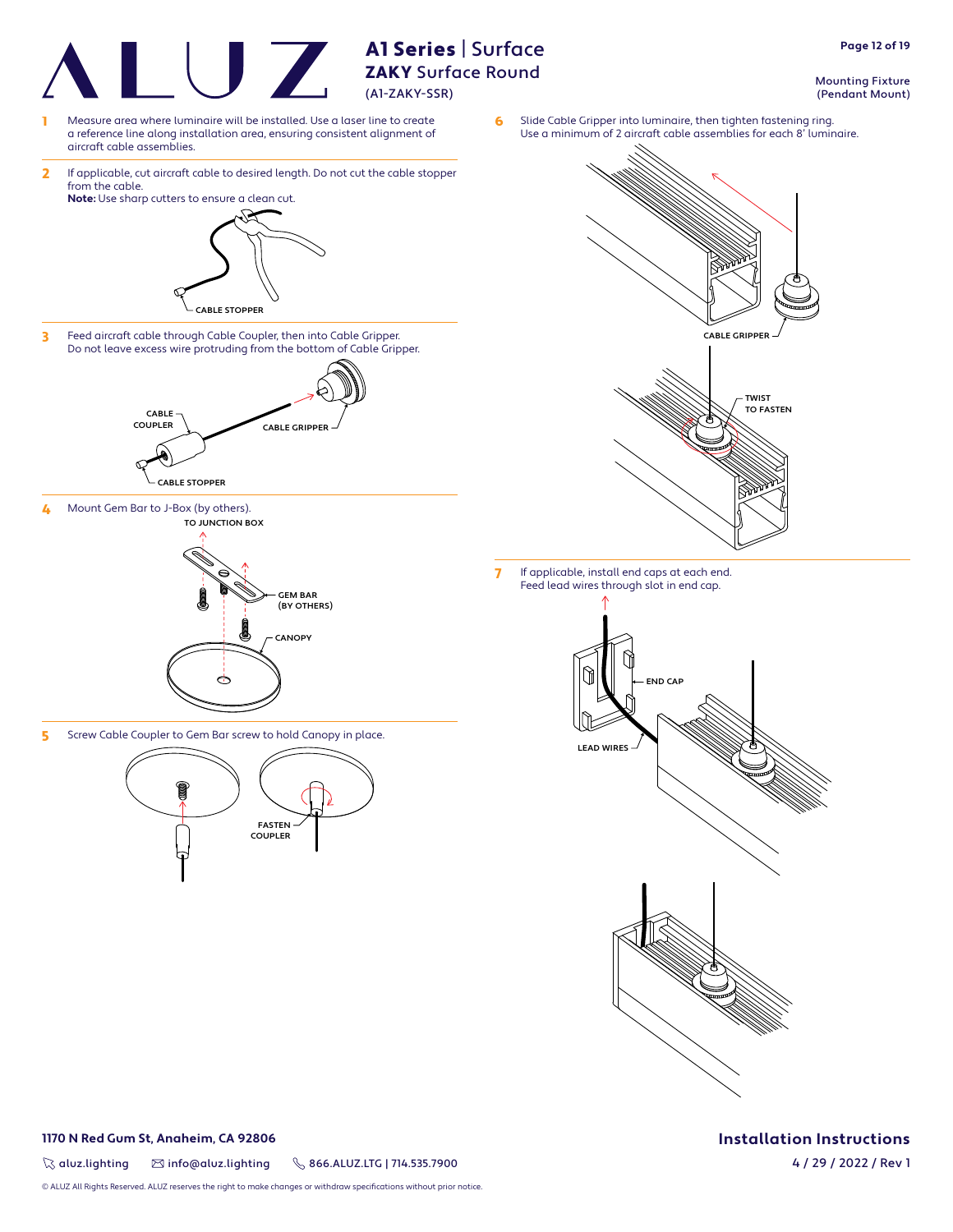# A1 Series | Surface

## ZAKY Surface Round

(A1-ZAKY-SSR)

Mounting Fixture
(Pendant Mount)

1. Measure area where luminaire will be installed. Use a laser line to create a reference line along installation area, ensuring consistent alignment of aircraft cable assemblies.

2. If applicable, cut aircraft cable to desired length. Do not cut the cable stopper from the cable.
   **Note:** Use sharp cutters to ensure a clean cut.

   CABLE STOPPER

3. Feed aircraft cable through Cable Coupler, then into Cable Gripper. Do not leave excess wire protruding from the bottom of Cable Gripper.

   CABLE COUPLER, CABLE GRIPPER, CABLE STOPPER

4. Mount Gem Bar to J-Box (by others).

   TO JUNCTION BOX, GEM BAR (BY OTHERS), CANOPY

5. Screw Cable Coupler to Gem Bar screw to hold Canopy in place.

   FASTEN COUPLER

6. Slide Cable Gripper into luminaire, then tighten fastening ring. Use a minimum of 2 aircraft cable assemblies for each 8' luminaire.

   CABLE GRIPPER, TWIST TO FASTEN

7. If applicable, install end caps at each end. Feed lead wires through slot in end cap.

   END CAP, LEAD WIRES

**1170 N Red Gum St, Anaheim, CA 92806**

aluz.lighting | info@aluz.lighting | 866.ALUZ.LTG | 714.535.7900

**Installation Instructions**

4 / 29 / 2022 / Rev 1

© ALUZ All Rights Reserved. ALUZ reserves the right to make changes or withdraw specifications without prior notice.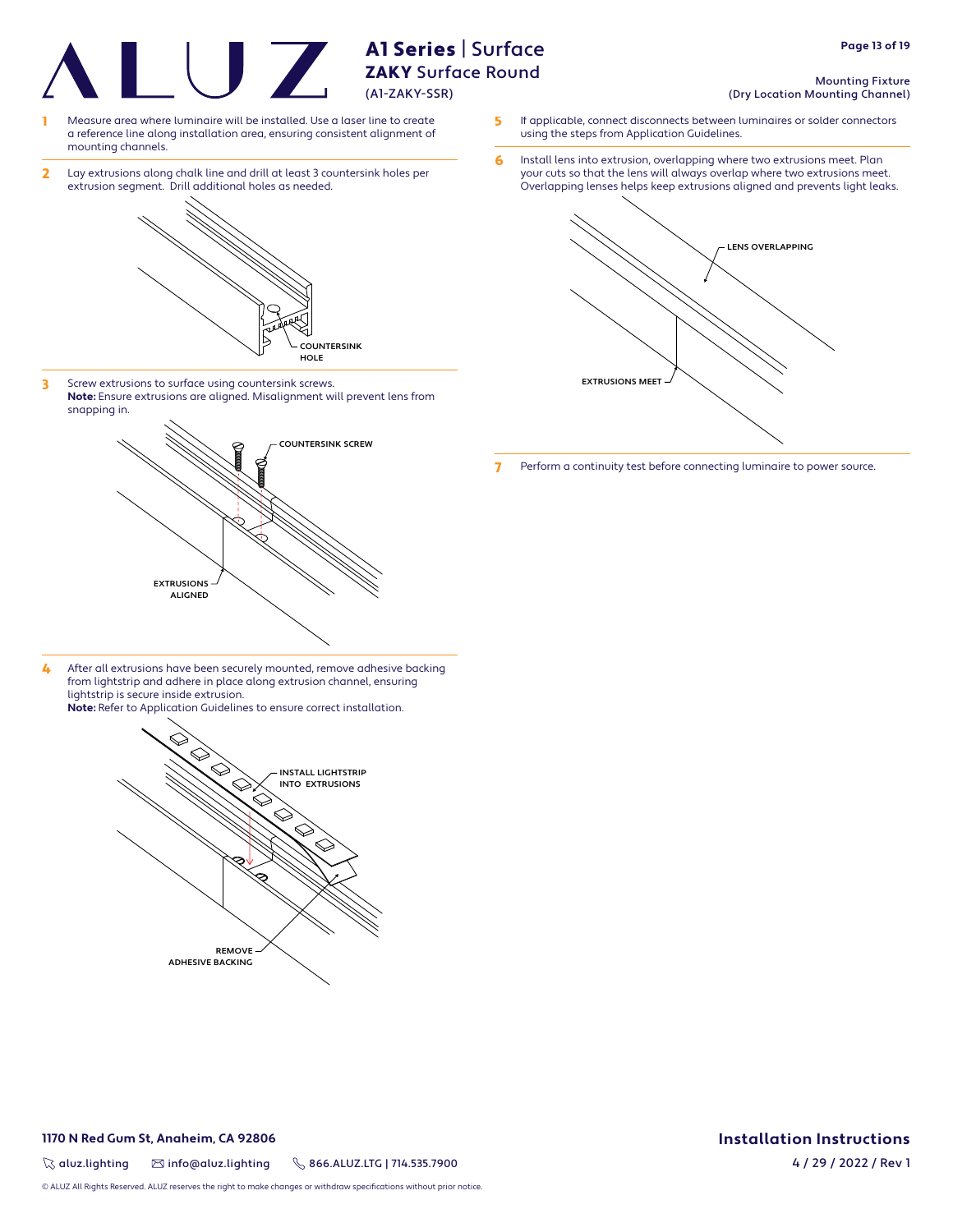# A1 Series | Surface
## ZAKY Surface Round
(A1-ZAKY-SSR)

Mounting Fixture
(Dry Location Mounting Channel)

**1** Measure area where luminaire will be installed. Use a laser line to create a reference line along installation area, ensuring consistent alignment of mounting channels.

**2** Lay extrusions along chalk line and drill at least 3 countersink holes per extrusion segment. Drill additional holes as needed.

COUNTERSINK HOLE

**3** Screw extrusions to surface using countersink screws.
**Note:** Ensure extrusions are aligned. Misalignment will prevent lens from snapping in.

COUNTERSINK SCREW

EXTRUSIONS ALIGNED

**4** After all extrusions have been securely mounted, remove adhesive backing from lightstrip and adhere in place along extrusion channel, ensuring lightstrip is secure inside extrusion.
**Note:** Refer to Application Guidelines to ensure correct installation.

INSTALL LIGHTSTRIP INTO EXTRUSIONS

REMOVE ADHESIVE BACKING

**5** If applicable, connect disconnects between luminaires or solder connectors using the steps from Application Guidelines.

**6** Install lens into extrusion, overlapping where two extrusions meet. Plan your cuts so that the lens will always overlap where two extrusions meet. Overlapping lenses helps keep extrusions aligned and prevents light leaks.

LENS OVERLAPPING

EXTRUSIONS MEET

**7** Perform a continuity test before connecting luminaire to power source.

**1170 N Red Gum St, Anaheim, CA 92806**

aluz.lighting | info@aluz.lighting | 866.ALUZ.LTG | 714.535.7900

© ALUZ All Rights Reserved. ALUZ reserves the right to make changes or withdraw specifications without prior notice.

**Installation Instructions**

4 / 29 / 2022 / Rev 1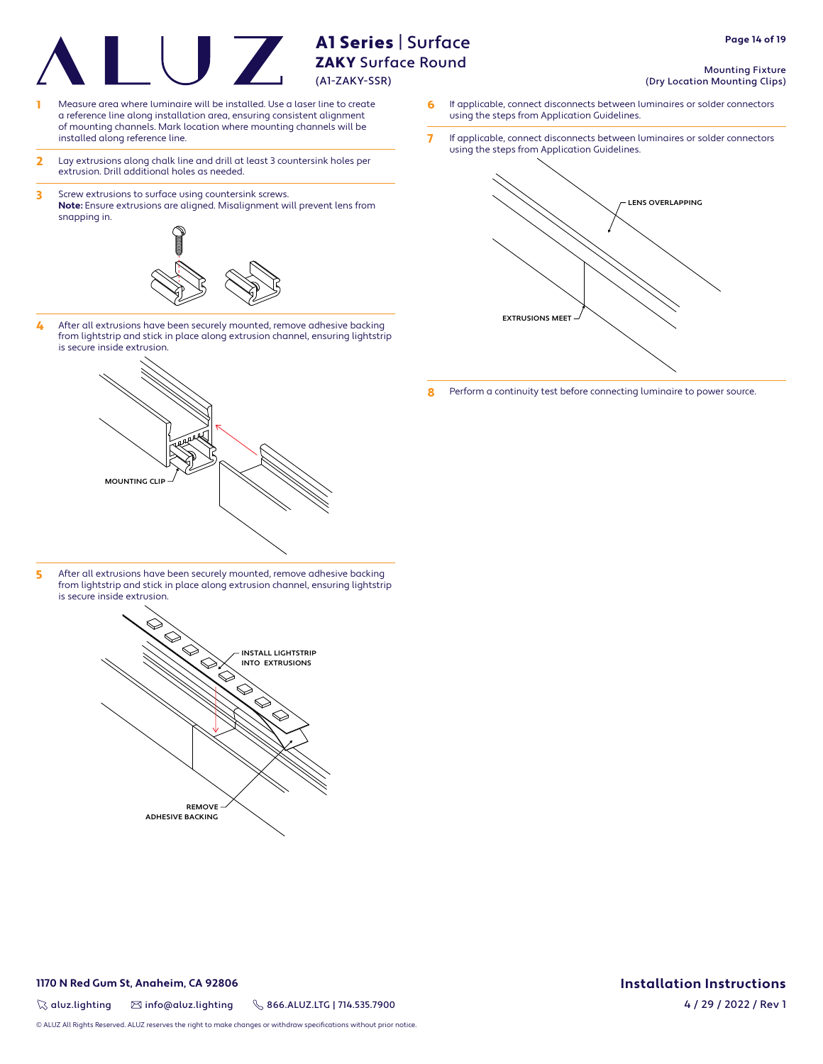# A1 Series | Surface

## ZAKY Surface Round

(A1-ZAKY-SSR)

Mounting Fixture
(Dry Location Mounting Clips)

1. Measure area where luminaire will be installed. Use a laser line to create a reference line along installation area, ensuring consistent alignment of mounting channels. Mark location where mounting channels will be installed along reference line.

2. Lay extrusions along chalk line and drill at least 3 countersink holes per extrusion. Drill additional holes as needed.

3. Screw extrusions to surface using countersink screws.
**Note:** Ensure extrusions are aligned. Misalignment will prevent lens from snapping in.

4. After all extrusions have been securely mounted, remove adhesive backing from lightstrip and stick in place along extrusion channel, ensuring lightstrip is secure inside extrusion.

MOUNTING CLIP

5. After all extrusions have been securely mounted, remove adhesive backing from lightstrip and stick in place along extrusion channel, ensuring lightstrip is secure inside extrusion.

INSTALL LIGHTSTRIP INTO EXTRUSIONS

REMOVE ADHESIVE BACKING

6. If applicable, connect disconnects between luminaires or solder connectors using the steps from Application Guidelines.

7. If applicable, connect disconnects between luminaires or solder connectors using the steps from Application Guidelines.

LENS OVERLAPPING

EXTRUSIONS MEET

8. Perform a continuity test before connecting luminaire to power source.

**1170 N Red Gum St, Anaheim, CA 92806**

aluz.lighting | info@aluz.lighting | 866.ALUZ.LTG | 714.535.7900

© ALUZ All Rights Reserved. ALUZ reserves the right to make changes or withdraw specifications without prior notice.

**Installation Instructions**

4 / 29 / 2022 / Rev 1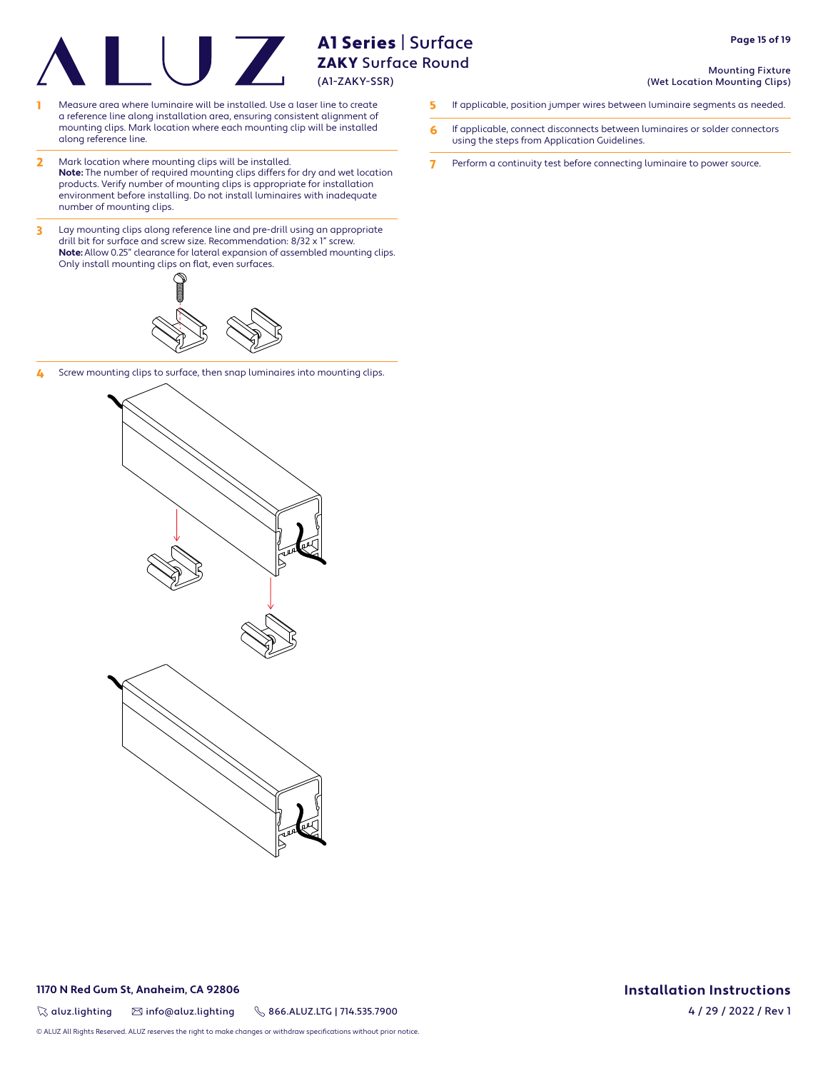# A1 Series | Surface

## ZAKY Surface Round

(A1-ZAKY-SSR)

### Mounting Fixture (Wet Location Mounting Clips)

1. Measure area where luminaire will be installed. Use a laser line to create a reference line along installation area, ensuring consistent alignment of mounting clips. Mark location where each mounting clip will be installed along reference line.

2. Mark location where mounting clips will be installed.
   **Note:** The number of required mounting clips differs for dry and wet location products. Verify number of mounting clips is appropriate for installation environment before installing. Do not install luminaires with inadequate number of mounting clips.

3. Lay mounting clips along reference line and pre-drill using an appropriate drill bit for surface and screw size. Recommendation: 8/32 x 1" screw.
   **Note:** Allow 0.25" clearance for lateral expansion of assembled mounting clips. Only install mounting clips on flat, even surfaces.

4. Screw mounting clips to surface, then snap luminaires into mounting clips.

5. If applicable, position jumper wires between luminaire segments as needed.

6. If applicable, connect disconnects between luminaires or solder connectors using the steps from Application Guidelines.

7. Perform a continuity test before connecting luminaire to power source.

**1170 N Red Gum St, Anaheim, CA 92806**

aluz.lighting | info@aluz.lighting | 866.ALUZ.LTG | 714.535.7900

**Installation Instructions**

4 / 29 / 2022 / Rev 1

© ALUZ All Rights Reserved. ALUZ reserves the right to make changes or withdraw specifications without prior notice.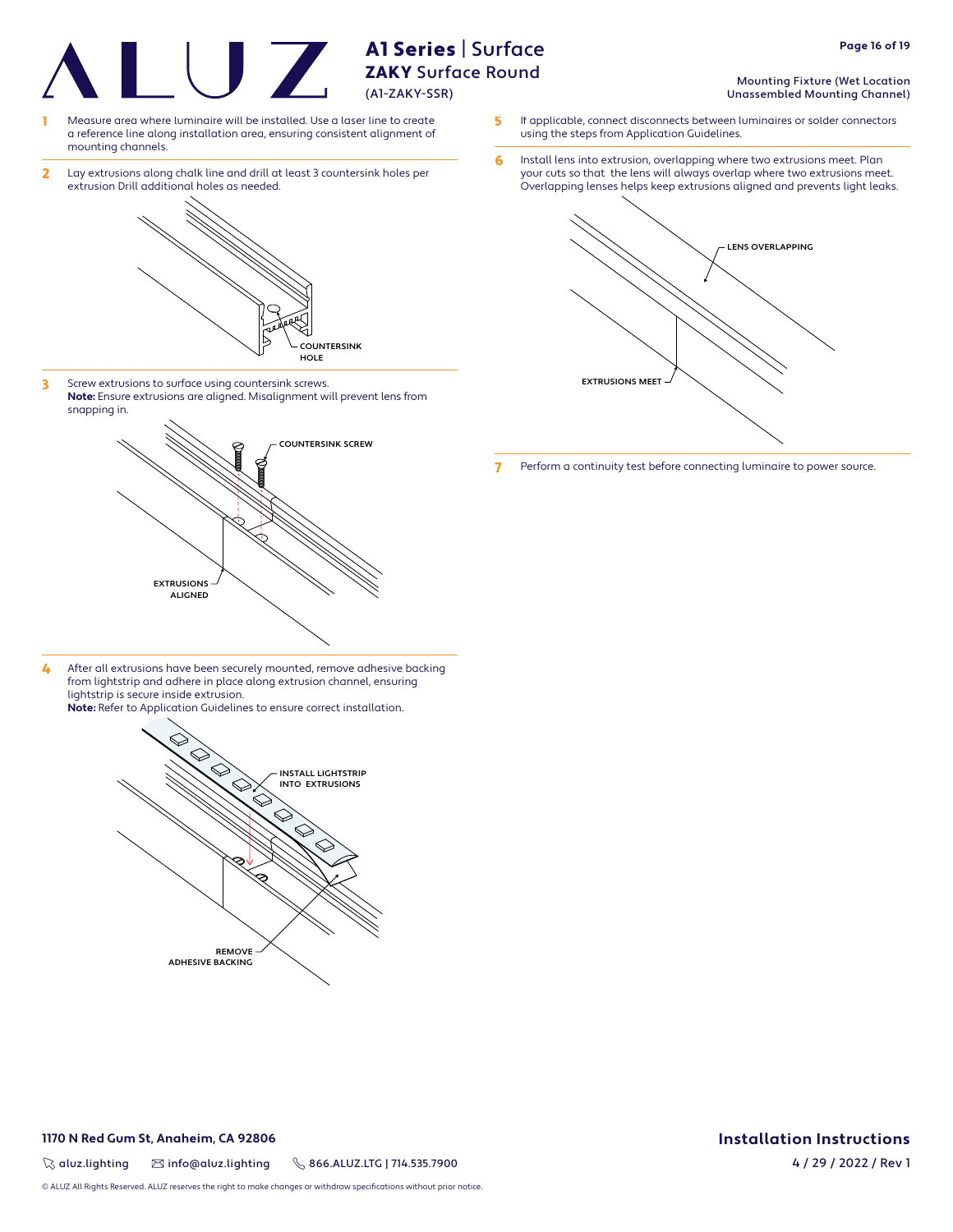# A1 Series | Surface

## ZAKY Surface Round

(A1-ZAKY-SSR)

Mounting Fixture (Wet Location Unassembled Mounting Channel)

1. Measure area where luminaire will be installed. Use a laser line to create a reference line along installation area, ensuring consistent alignment of mounting channels.

2. Lay extrusions along chalk line and drill at least 3 countersink holes per extrusion Drill additional holes as needed.

COUNTERSINK HOLE

3. Screw extrusions to surface using countersink screws.
   **Note:** Ensure extrusions are aligned. Misalignment will prevent lens from snapping in.

COUNTERSINK SCREW

EXTRUSIONS ALIGNED

4. After all extrusions have been securely mounted, remove adhesive backing from lightstrip and adhere in place along extrusion channel, ensuring lightstrip is secure inside extrusion.
   **Note:** Refer to Application Guidelines to ensure correct installation.

INSTALL LIGHTSTRIP INTO EXTRUSIONS

REMOVE ADHESIVE BACKING

5. If applicable, connect disconnects between luminaires or solder connectors using the steps from Application Guidelines.

6. Install lens into extrusion, overlapping where two extrusions meet. Plan your cuts so that the lens will always overlap where two extrusions meet. Overlapping lenses helps keep extrusions aligned and prevents light leaks.

LENS OVERLAPPING

EXTRUSIONS MEET

7. Perform a continuity test before connecting luminaire to power source.

1170 N Red Gum St, Anaheim, CA 92806

aluz.lighting | info@aluz.lighting | 866.ALUZ.LTG | 714.535.7900

Installation Instructions

4 / 29 / 2022 / Rev 1

© ALUZ All Rights Reserved. ALUZ reserves the right to make changes or withdraw specifications without prior notice.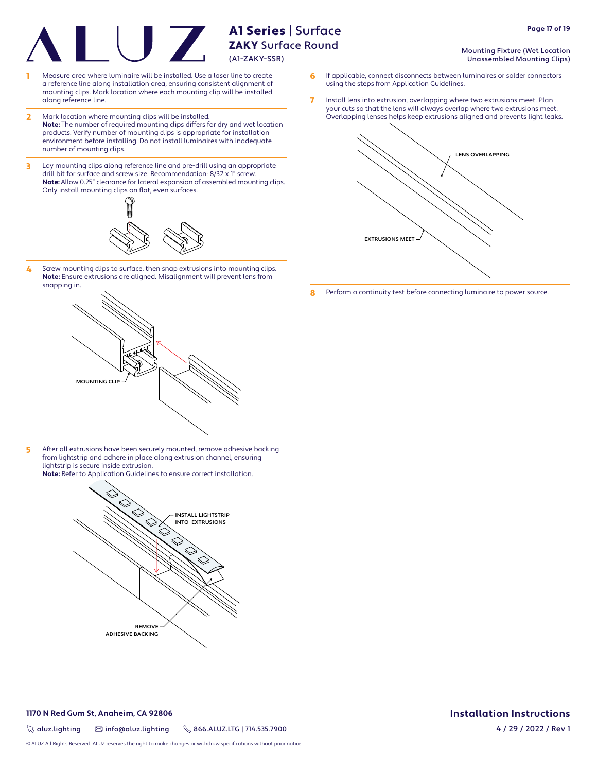# A1 Series | Surface

## ZAKY Surface Round

(A1-ZAKY-SSR)

Mounting Fixture (Wet Location Unassembled Mounting Clips)

1. Measure area where luminaire will be installed. Use a laser line to create a reference line along installation area, ensuring consistent alignment of mounting clips. Mark location where each mounting clip will be installed along reference line.

2. Mark location where mounting clips will be installed.
**Note:** The number of required mounting clips differs for dry and wet location products. Verify number of mounting clips is appropriate for installation environment before installing. Do not install luminaires with inadequate number of mounting clips.

3. Lay mounting clips along reference line and pre-drill using an appropriate drill bit for surface and screw size. Recommendation: 8/32 x 1" screw.
**Note:** Allow 0.25" clearance for lateral expansion of assembled mounting clips. Only install mounting clips on flat, even surfaces.

4. Screw mounting clips to surface, then snap extrusions into mounting clips.
**Note:** Ensure extrusions are aligned. Misalignment will prevent lens from snapping in.

MOUNTING CLIP

5. After all extrusions have been securely mounted, remove adhesive backing from lightstrip and adhere in place along extrusion channel, ensuring lightstrip is secure inside extrusion.
**Note:** Refer to Application Guidelines to ensure correct installation.

INSTALL LIGHTSTRIP INTO EXTRUSIONS

REMOVE ADHESIVE BACKING

6. If applicable, connect disconnects between luminaires or solder connectors using the steps from Application Guidelines.

7. Install lens into extrusion, overlapping where two extrusions meet. Plan your cuts so that the lens will always overlap where two extrusions meet. Overlapping lenses helps keep extrusions aligned and prevents light leaks.

LENS OVERLAPPING

EXTRUSIONS MEET

8. Perform a continuity test before connecting luminaire to power source.

**1170 N Red Gum St, Anaheim, CA 92806**

aluz.lighting | info@aluz.lighting | 866.ALUZ.LTG | 714.535.7900

**Installation Instructions**

4 / 29 / 2022 / Rev 1

© ALUZ All Rights Reserved. ALUZ reserves the right to make changes or withdraw specifications without prior notice.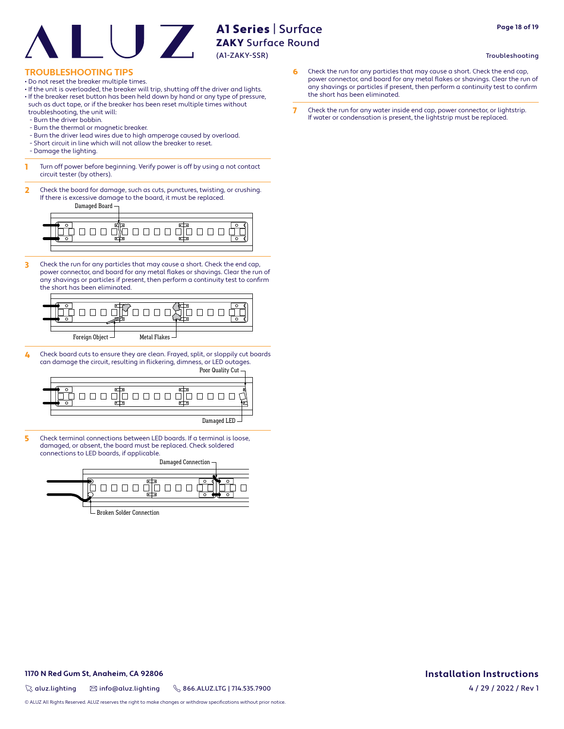## TROUBLESHOOTING TIPS

- Do not reset the breaker multiple times.
- If the unit is overloaded, the breaker will trip, shutting off the driver and lights.
- If the breaker reset button has been held down by hand or any type of pressure, such as duct tape, or if the breaker has been reset multiple times without troubleshooting, the unit will:
  - Burn the driver bobbin.
  - Burn the thermal or magnetic breaker.
  - Burn the driver lead wires due to high amperage caused by overload.
  - Short circuit in line which will not allow the breaker to reset.
  - Damage the lighting.

**1** Turn off power before beginning. Verify power is off by using a not contact circuit tester (by others).

**2** Check the board for damage, such as cuts, punctures, twisting, or crushing. If there is excessive damage to the board, it must be replaced.

Damaged Board

**3** Check the run for any particles that may cause a short. Check the end cap, power connector, and board for any metal flakes or shavings. Clear the run of any shavings or particles if present, then perform a continuity test to confirm the short has been eliminated.

Foreign Object

Metal Flakes

**4** Check board cuts to ensure they are clean. Frayed, split, or sloppily cut boards can damage the circuit, resulting in flickering, dimness, or LED outages.

Poor Quality Cut

Damaged LED

**5** Check terminal connections between LED boards. If a terminal is loose, damaged, or absent, the board must be replaced. Check soldered connections to LED boards, if applicable.

Damaged Connection

Broken Solder Connection

**6** Check the run for any particles that may cause a short. Check the end cap, power connector, and board for any metal flakes or shavings. Clear the run of any shavings or particles if present, then perform a continuity test to confirm the short has been eliminated.

**7** Check the run for any water inside end cap, power connector, or lightstrip. If water or condensation is present, the lightstrip must be replaced.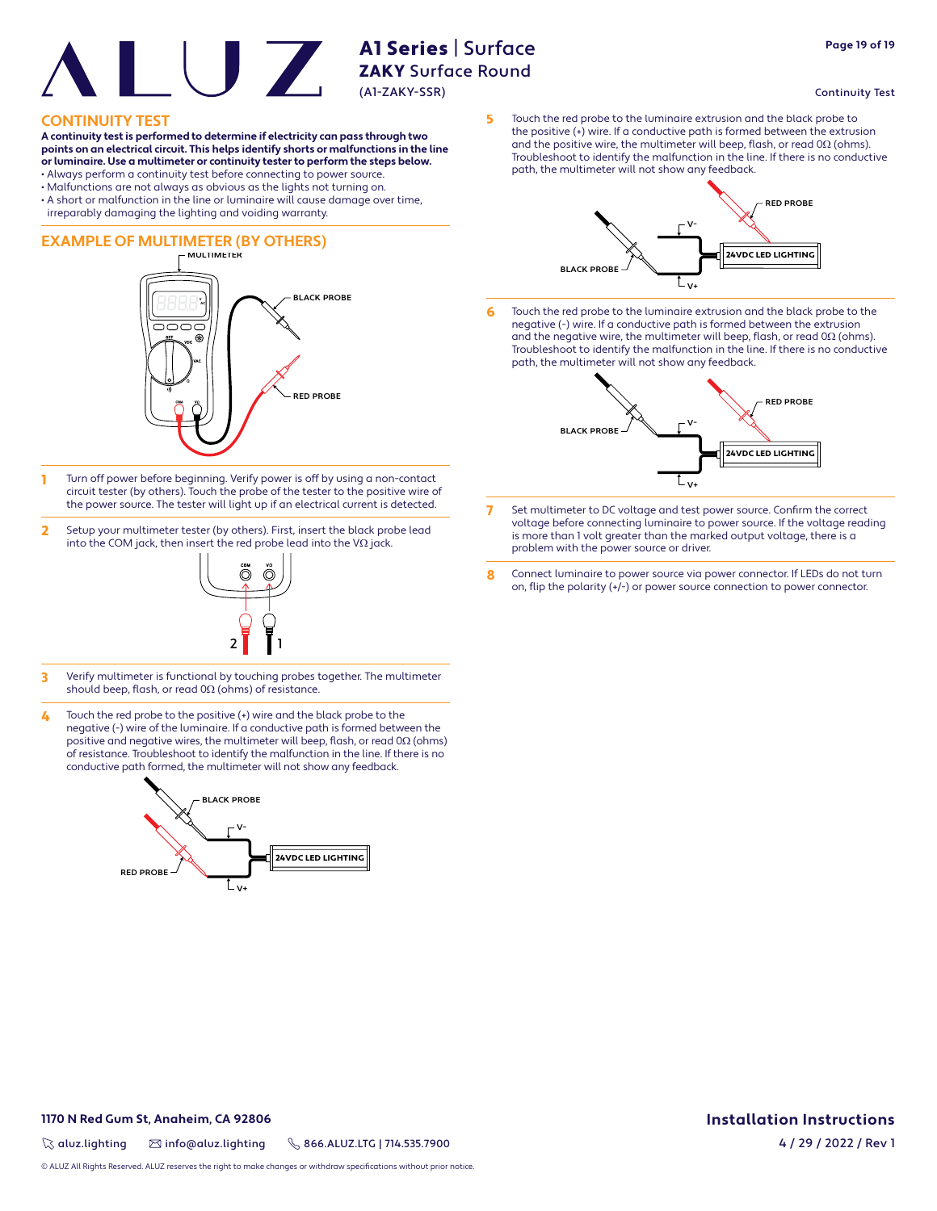## CONTINUITY TEST

**A continuity test is performed to determine if electricity can pass through two points on an electrical circuit. This helps identify shorts or malfunctions in the line or luminaire. Use a multimeter or continuity tester to perform the steps below.**

- Always perform a continuity test before connecting to power source.
- Malfunctions are not always as obvious as the lights not turning on.
- A short or malfunction in the line or luminaire will cause damage over time, irreparably damaging the lighting and voiding warranty.

## EXAMPLE OF MULTIMETER (BY OTHERS)

MULTIMETER

BLACK PROBE

RED PROBE

1. Turn off power before beginning. Verify power is off by using a non-contact circuit tester (by others). Touch the probe of the tester to the positive wire of the power source. The tester will light up if an electrical current is detected.

2. Setup your multimeter tester (by others). First, insert the black probe lead into the COM jack, then insert the red probe lead into the VΩ jack.

   COM VΩ

   2 1

3. Verify multimeter is functional by touching probes together. The multimeter should beep, flash, or read 0Ω (ohms) of resistance.

4. Touch the red probe to the positive (+) wire and the black probe to the negative (-) wire of the luminaire. If a conductive path is formed between the positive and negative wires, the multimeter will beep, flash, or read 0Ω (ohms) of resistance. Troubleshoot to identify the malfunction in the line. If there is no conductive path formed, the multimeter will not show any feedback.

   BLACK PROBE

   V-

   24VDC LED LIGHTING

   RED PROBE

   V+

5. Touch the red probe to the luminaire extrusion and the black probe to the positive (+) wire. If a conductive path is formed between the extrusion and the positive wire, the multimeter will beep, flash, or read 0Ω (ohms). Troubleshoot to identify the malfunction in the line. If there is no conductive path, the multimeter will not show any feedback.

   RED PROBE

   V-

   BLACK PROBE

   24VDC LED LIGHTING

   V+

6. Touch the red probe to the luminaire extrusion and the black probe to the negative (-) wire. If a conductive path is formed between the extrusion and the negative wire, the multimeter will beep, flash, or read 0Ω (ohms). Troubleshoot to identify the malfunction in the line. If there is no conductive path, the multimeter will not show any feedback.

   RED PROBE

   BLACK PROBE

   V-

   24VDC LED LIGHTING

   V+

7. Set multimeter to DC voltage and test power source. Confirm the correct voltage before connecting luminaire to power source. If the voltage reading is more than 1 volt greater than the marked output voltage, there is a problem with the power source or driver.

8. Connect luminaire to power source via power connector. If LEDs do not turn on, flip the polarity (+/-) or power source connection to power connector.